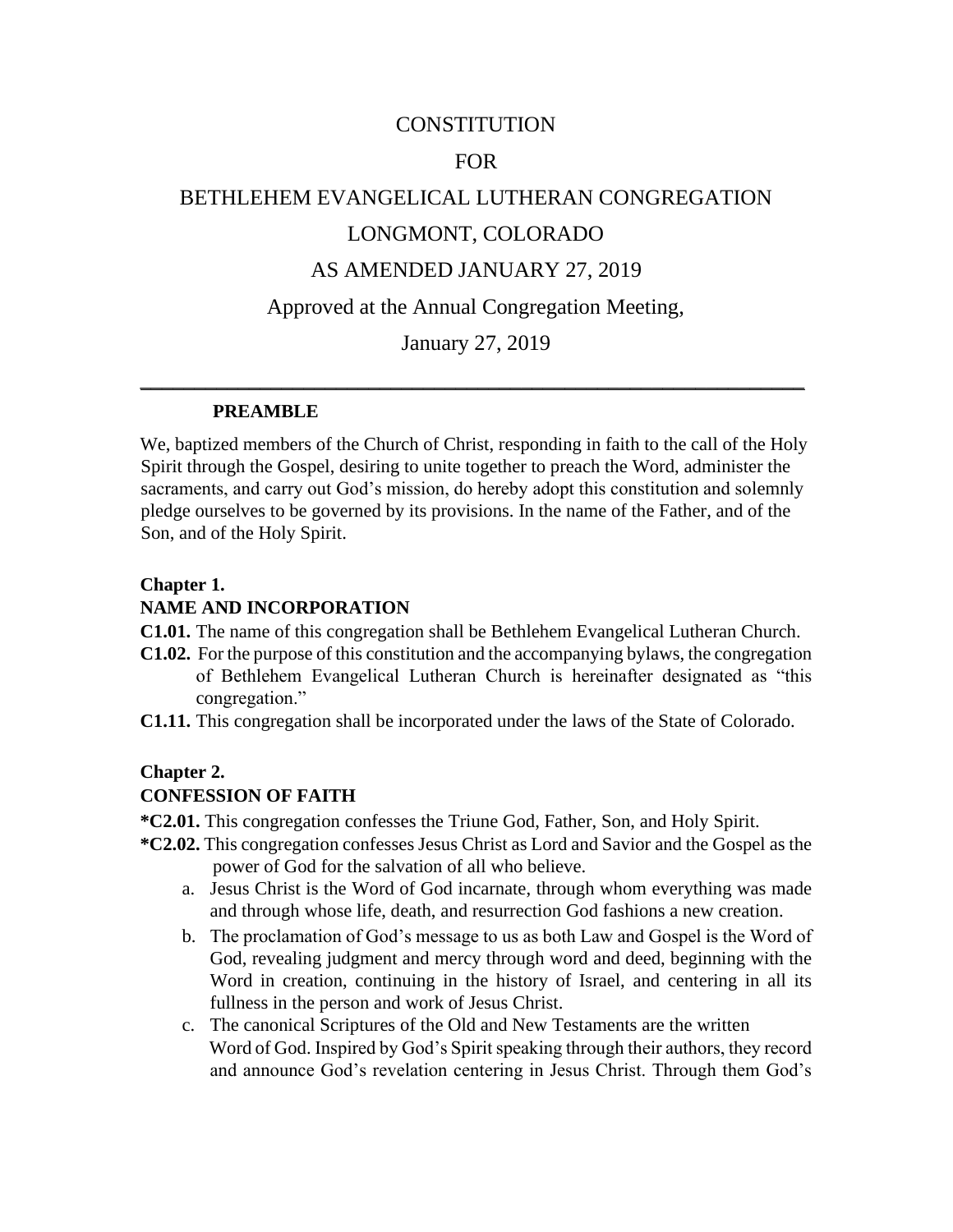# CONSTITUTION

# FOR

# BETHLEHEM EVANGELICAL LUTHERAN CONGREGATION

# LONGMONT, COLORADO

# AS AMENDED JANUARY 27, 2019

Approved at the Annual Congregation Meeting,

January 27, 2019

---

## PREAMBLE

We, baptized members of the Church of Christ, responding in faith to the call of the Holy Spirit through the Gospel, desiring to unite together to preach the Word, administer the sacraments, and carry out God's mission, do hereby adopt this constitution and solemnly pledge ourselves to be governed by its provisions. In the name of the Father, and of the Son, and of the Holy Spirit.

## Chapter 1.
## NAME AND INCORPORATION

**C1.01.** The name of this congregation shall be Bethlehem Evangelical Lutheran Church.

**C1.02.** For the purpose of this constitution and the accompanying bylaws, the congregation of Bethlehem Evangelical Lutheran Church is hereinafter designated as "this congregation."

**C1.11.** This congregation shall be incorporated under the laws of the State of Colorado.

## Chapter 2.
## CONFESSION OF FAITH

**\*C2.01.** This congregation confesses the Triune God, Father, Son, and Holy Spirit.

**\*C2.02.** This congregation confesses Jesus Christ as Lord and Savior and the Gospel as the power of God for the salvation of all who believe.

a. Jesus Christ is the Word of God incarnate, through whom everything was made and through whose life, death, and resurrection God fashions a new creation.

b. The proclamation of God's message to us as both Law and Gospel is the Word of God, revealing judgment and mercy through word and deed, beginning with the Word in creation, continuing in the history of Israel, and centering in all its fullness in the person and work of Jesus Christ.

c. The canonical Scriptures of the Old and New Testaments are the written Word of God. Inspired by God's Spirit speaking through their authors, they record and announce God's revelation centering in Jesus Christ. Through them God's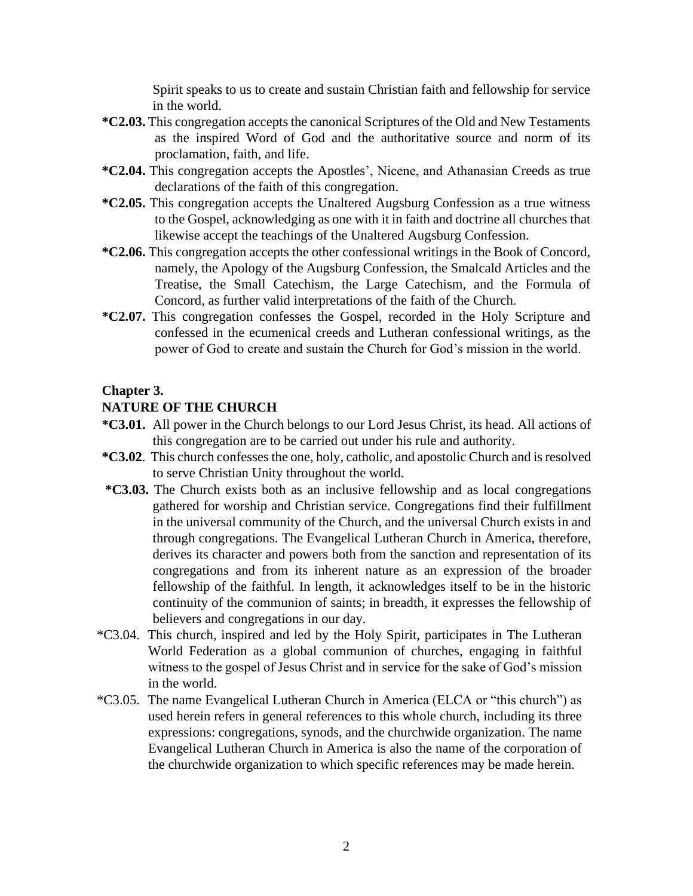Spirit speaks to us to create and sustain Christian faith and fellowship for service in the world.

**\*C2.03.** This congregation accepts the canonical Scriptures of the Old and New Testaments as the inspired Word of God and the authoritative source and norm of its proclamation, faith, and life.

**\*C2.04.** This congregation accepts the Apostles', Nicene, and Athanasian Creeds as true declarations of the faith of this congregation.

**\*C2.05.** This congregation accepts the Unaltered Augsburg Confession as a true witness to the Gospel, acknowledging as one with it in faith and doctrine all churches that likewise accept the teachings of the Unaltered Augsburg Confession.

**\*C2.06.** This congregation accepts the other confessional writings in the Book of Concord, namely, the Apology of the Augsburg Confession, the Smalcald Articles and the Treatise, the Small Catechism, the Large Catechism, and the Formula of Concord, as further valid interpretations of the faith of the Church.

**\*C2.07.** This congregation confesses the Gospel, recorded in the Holy Scripture and confessed in the ecumenical creeds and Lutheran confessional writings, as the power of God to create and sustain the Church for God's mission in the world.

**Chapter 3.**
**NATURE OF THE CHURCH**

**\*C3.01.** All power in the Church belongs to our Lord Jesus Christ, its head. All actions of this congregation are to be carried out under his rule and authority.

**\*C3.02**. This church confesses the one, holy, catholic, and apostolic Church and is resolved to serve Christian Unity throughout the world.

**\*C3.03.** The Church exists both as an inclusive fellowship and as local congregations gathered for worship and Christian service. Congregations find their fulfillment in the universal community of the Church, and the universal Church exists in and through congregations. The Evangelical Lutheran Church in America, therefore, derives its character and powers both from the sanction and representation of its congregations and from its inherent nature as an expression of the broader fellowship of the faithful. In length, it acknowledges itself to be in the historic continuity of the communion of saints; in breadth, it expresses the fellowship of believers and congregations in our day.

\*C3.04. This church, inspired and led by the Holy Spirit, participates in The Lutheran World Federation as a global communion of churches, engaging in faithful witness to the gospel of Jesus Christ and in service for the sake of God's mission in the world.

\*C3.05. The name Evangelical Lutheran Church in America (ELCA or "this church") as used herein refers in general references to this whole church, including its three expressions: congregations, synods, and the churchwide organization. The name Evangelical Lutheran Church in America is also the name of the corporation of the churchwide organization to which specific references may be made herein.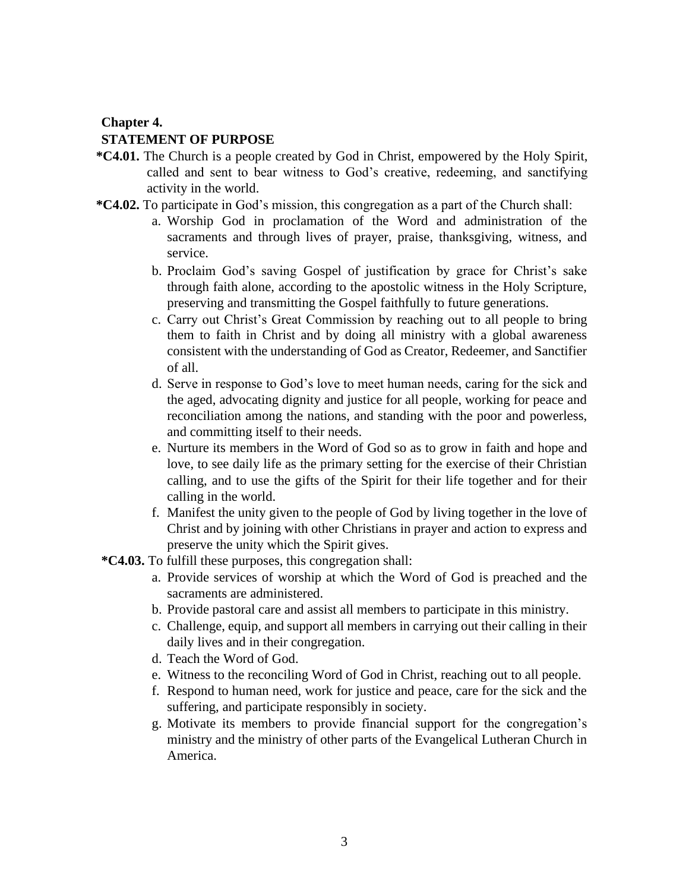**Chapter 4.**

**STATEMENT OF PURPOSE**

***C4.01.** The Church is a people created by God in Christ, empowered by the Holy Spirit, called and sent to bear witness to God's creative, redeeming, and sanctifying activity in the world.

***C4.02.** To participate in God's mission, this congregation as a part of the Church shall:

a. Worship God in proclamation of the Word and administration of the sacraments and through lives of prayer, praise, thanksgiving, witness, and service.
b. Proclaim God's saving Gospel of justification by grace for Christ's sake through faith alone, according to the apostolic witness in the Holy Scripture, preserving and transmitting the Gospel faithfully to future generations.
c. Carry out Christ's Great Commission by reaching out to all people to bring them to faith in Christ and by doing all ministry with a global awareness consistent with the understanding of God as Creator, Redeemer, and Sanctifier of all.
d. Serve in response to God's love to meet human needs, caring for the sick and the aged, advocating dignity and justice for all people, working for peace and reconciliation among the nations, and standing with the poor and powerless, and committing itself to their needs.
e. Nurture its members in the Word of God so as to grow in faith and hope and love, to see daily life as the primary setting for the exercise of their Christian calling, and to use the gifts of the Spirit for their life together and for their calling in the world.
f. Manifest the unity given to the people of God by living together in the love of Christ and by joining with other Christians in prayer and action to express and preserve the unity which the Spirit gives.

***C4.03.** To fulfill these purposes, this congregation shall:

a. Provide services of worship at which the Word of God is preached and the sacraments are administered.
b. Provide pastoral care and assist all members to participate in this ministry.
c. Challenge, equip, and support all members in carrying out their calling in their daily lives and in their congregation.
d. Teach the Word of God.
e. Witness to the reconciling Word of God in Christ, reaching out to all people.
f. Respond to human need, work for justice and peace, care for the sick and the suffering, and participate responsibly in society.
g. Motivate its members to provide financial support for the congregation's ministry and the ministry of other parts of the Evangelical Lutheran Church in America.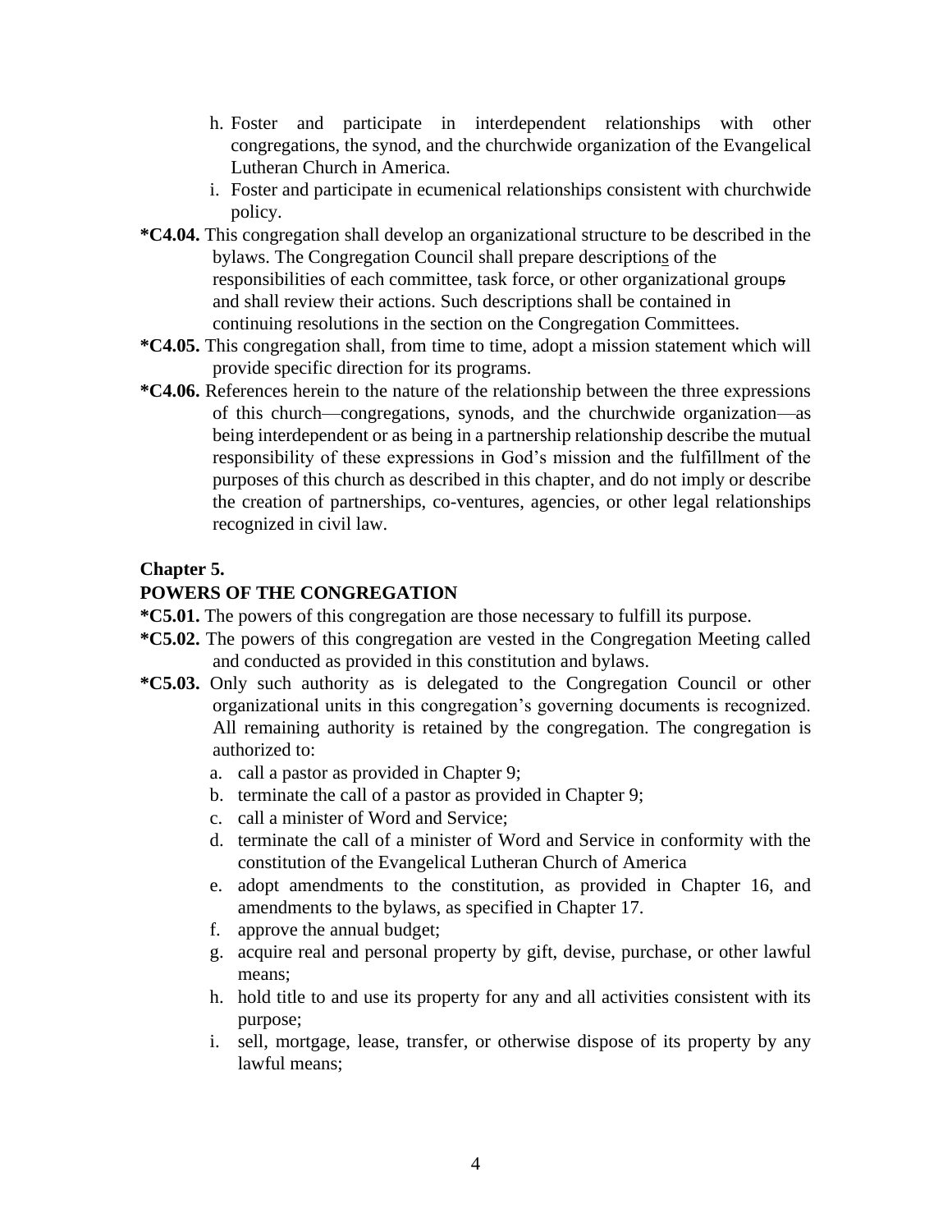h. Foster and participate in interdependent relationships with other congregations, the synod, and the churchwide organization of the Evangelical Lutheran Church in America.
i. Foster and participate in ecumenical relationships consistent with churchwide policy.

**\*C4.04.** This congregation shall develop an organizational structure to be described in the bylaws. The Congregation Council shall prepare descriptions of the responsibilities of each committee, task force, or other organizational groups and shall review their actions. Such descriptions shall be contained in continuing resolutions in the section on the Congregation Committees.

**\*C4.05.** This congregation shall, from time to time, adopt a mission statement which will provide specific direction for its programs.

**\*C4.06.** References herein to the nature of the relationship between the three expressions of this church—congregations, synods, and the churchwide organization—as being interdependent or as being in a partnership relationship describe the mutual responsibility of these expressions in God's mission and the fulfillment of the purposes of this church as described in this chapter, and do not imply or describe the creation of partnerships, co-ventures, agencies, or other legal relationships recognized in civil law.

## Chapter 5.
## POWERS OF THE CONGREGATION

**\*C5.01.** The powers of this congregation are those necessary to fulfill its purpose.

**\*C5.02.** The powers of this congregation are vested in the Congregation Meeting called and conducted as provided in this constitution and bylaws.

**\*C5.03.** Only such authority as is delegated to the Congregation Council or other organizational units in this congregation's governing documents is recognized. All remaining authority is retained by the congregation. The congregation is authorized to:

a. call a pastor as provided in Chapter 9;
b. terminate the call of a pastor as provided in Chapter 9;
c. call a minister of Word and Service;
d. terminate the call of a minister of Word and Service in conformity with the constitution of the Evangelical Lutheran Church of America
e. adopt amendments to the constitution, as provided in Chapter 16, and amendments to the bylaws, as specified in Chapter 17.
f. approve the annual budget;
g. acquire real and personal property by gift, devise, purchase, or other lawful means;
h. hold title to and use its property for any and all activities consistent with its purpose;
i. sell, mortgage, lease, transfer, or otherwise dispose of its property by any lawful means;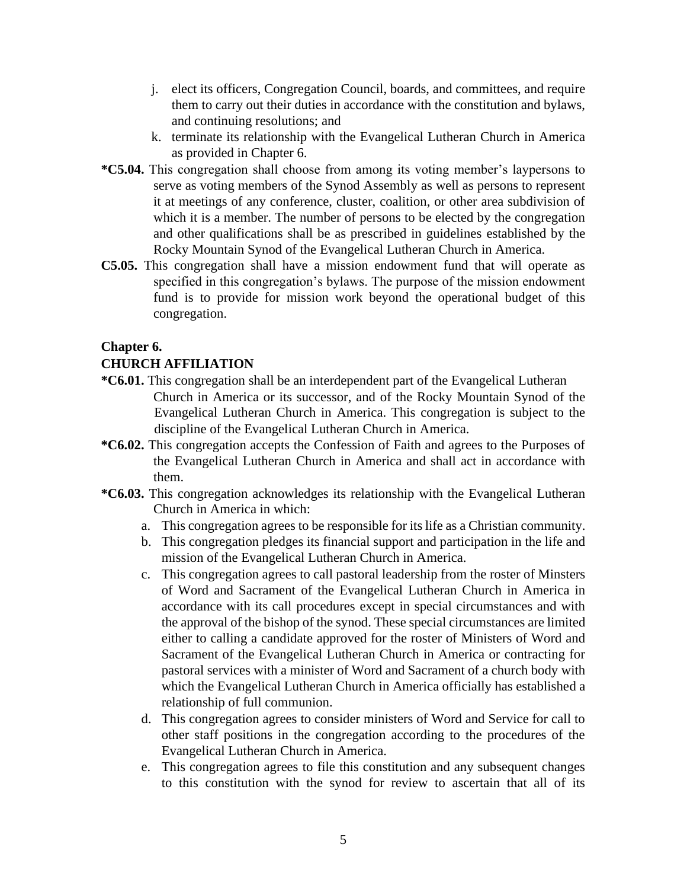j. elect its officers, Congregation Council, boards, and committees, and require them to carry out their duties in accordance with the constitution and bylaws, and continuing resolutions; and
k. terminate its relationship with the Evangelical Lutheran Church in America as provided in Chapter 6.

**\*C5.04.** This congregation shall choose from among its voting member's laypersons to serve as voting members of the Synod Assembly as well as persons to represent it at meetings of any conference, cluster, coalition, or other area subdivision of which it is a member. The number of persons to be elected by the congregation and other qualifications shall be as prescribed in guidelines established by the Rocky Mountain Synod of the Evangelical Lutheran Church in America.

**C5.05.** This congregation shall have a mission endowment fund that will operate as specified in this congregation's bylaws. The purpose of the mission endowment fund is to provide for mission work beyond the operational budget of this congregation.

## Chapter 6.
## CHURCH AFFILIATION

**\*C6.01.** This congregation shall be an interdependent part of the Evangelical Lutheran Church in America or its successor, and of the Rocky Mountain Synod of the Evangelical Lutheran Church in America. This congregation is subject to the discipline of the Evangelical Lutheran Church in America.

**\*C6.02.** This congregation accepts the Confession of Faith and agrees to the Purposes of the Evangelical Lutheran Church in America and shall act in accordance with them.

**\*C6.03.** This congregation acknowledges its relationship with the Evangelical Lutheran Church in America in which:

a. This congregation agrees to be responsible for its life as a Christian community.
b. This congregation pledges its financial support and participation in the life and mission of the Evangelical Lutheran Church in America.
c. This congregation agrees to call pastoral leadership from the roster of Minsters of Word and Sacrament of the Evangelical Lutheran Church in America in accordance with its call procedures except in special circumstances and with the approval of the bishop of the synod. These special circumstances are limited either to calling a candidate approved for the roster of Ministers of Word and Sacrament of the Evangelical Lutheran Church in America or contracting for pastoral services with a minister of Word and Sacrament of a church body with which the Evangelical Lutheran Church in America officially has established a relationship of full communion.
d. This congregation agrees to consider ministers of Word and Service for call to other staff positions in the congregation according to the procedures of the Evangelical Lutheran Church in America.
e. This congregation agrees to file this constitution and any subsequent changes to this constitution with the synod for review to ascertain that all of its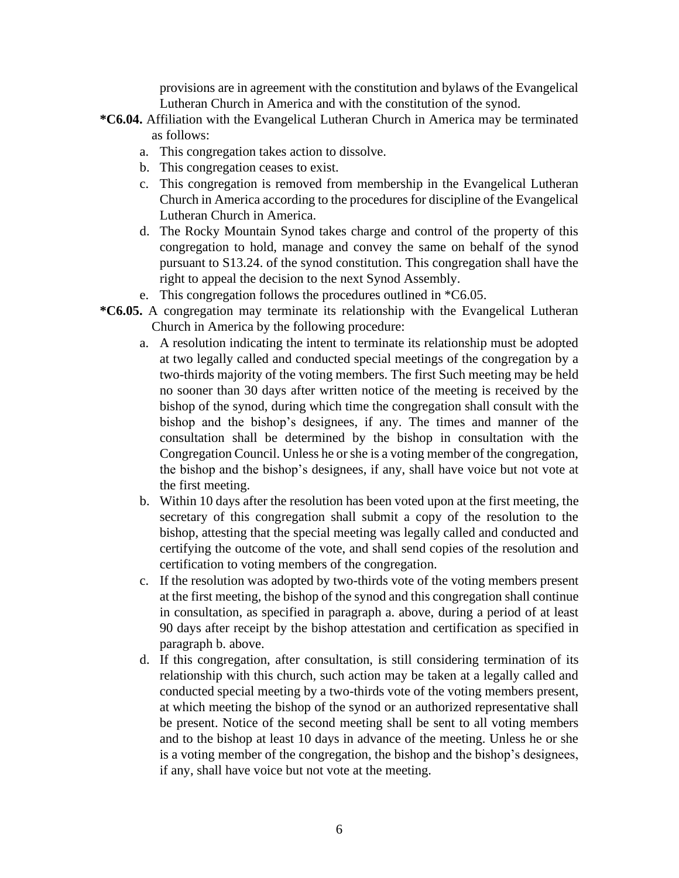provisions are in agreement with the constitution and bylaws of the Evangelical Lutheran Church in America and with the constitution of the synod.

**\*C6.04.** Affiliation with the Evangelical Lutheran Church in America may be terminated as follows:

a. This congregation takes action to dissolve.
b. This congregation ceases to exist.
c. This congregation is removed from membership in the Evangelical Lutheran Church in America according to the procedures for discipline of the Evangelical Lutheran Church in America.
d. The Rocky Mountain Synod takes charge and control of the property of this congregation to hold, manage and convey the same on behalf of the synod pursuant to S13.24. of the synod constitution. This congregation shall have the right to appeal the decision to the next Synod Assembly.
e. This congregation follows the procedures outlined in *C6.05.

**\*C6.05.** A congregation may terminate its relationship with the Evangelical Lutheran Church in America by the following procedure:

a. A resolution indicating the intent to terminate its relationship must be adopted at two legally called and conducted special meetings of the congregation by a two-thirds majority of the voting members. The first Such meeting may be held no sooner than 30 days after written notice of the meeting is received by the bishop of the synod, during which time the congregation shall consult with the bishop and the bishop's designees, if any. The times and manner of the consultation shall be determined by the bishop in consultation with the Congregation Council. Unless he or she is a voting member of the congregation, the bishop and the bishop's designees, if any, shall have voice but not vote at the first meeting.
b. Within 10 days after the resolution has been voted upon at the first meeting, the secretary of this congregation shall submit a copy of the resolution to the bishop, attesting that the special meeting was legally called and conducted and certifying the outcome of the vote, and shall send copies of the resolution and certification to voting members of the congregation.
c. If the resolution was adopted by two-thirds vote of the voting members present at the first meeting, the bishop of the synod and this congregation shall continue in consultation, as specified in paragraph a. above, during a period of at least 90 days after receipt by the bishop attestation and certification as specified in paragraph b. above.
d. If this congregation, after consultation, is still considering termination of its relationship with this church, such action may be taken at a legally called and conducted special meeting by a two-thirds vote of the voting members present, at which meeting the bishop of the synod or an authorized representative shall be present. Notice of the second meeting shall be sent to all voting members and to the bishop at least 10 days in advance of the meeting. Unless he or she is a voting member of the congregation, the bishop and the bishop's designees, if any, shall have voice but not vote at the meeting.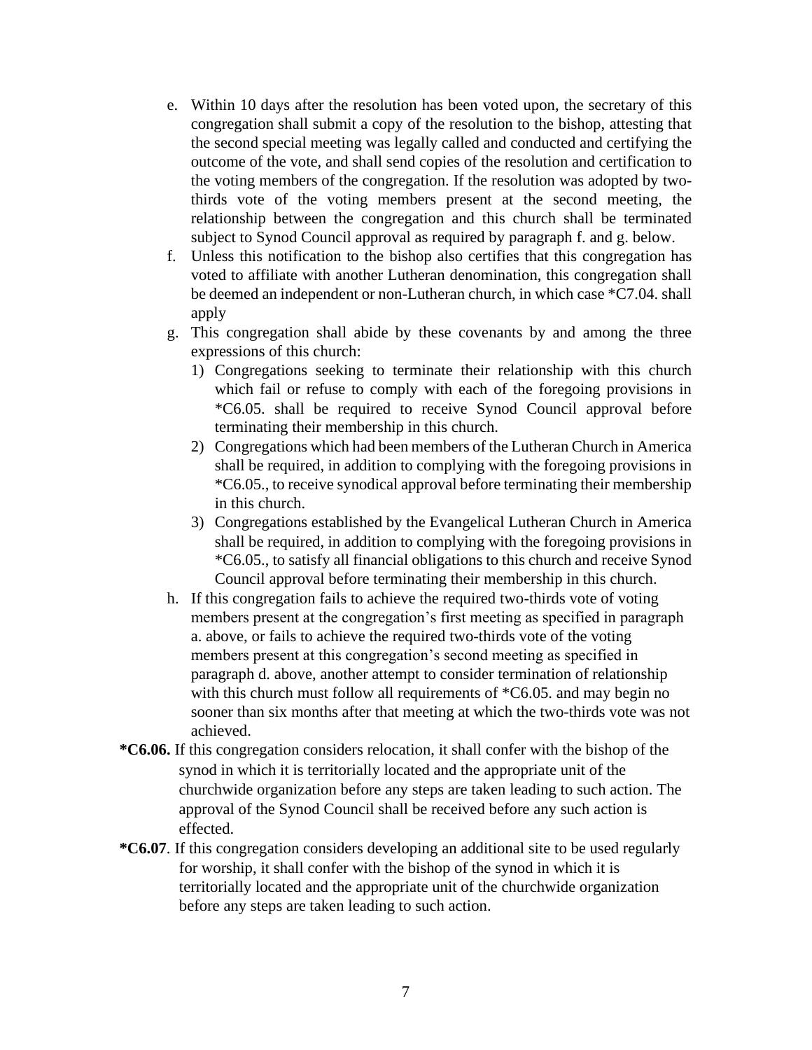e. Within 10 days after the resolution has been voted upon, the secretary of this congregation shall submit a copy of the resolution to the bishop, attesting that the second special meeting was legally called and conducted and certifying the outcome of the vote, and shall send copies of the resolution and certification to the voting members of the congregation. If the resolution was adopted by two-thirds vote of the voting members present at the second meeting, the relationship between the congregation and this church shall be terminated subject to Synod Council approval as required by paragraph f. and g. below.

f. Unless this notification to the bishop also certifies that this congregation has voted to affiliate with another Lutheran denomination, this congregation shall be deemed an independent or non-Lutheran church, in which case *C7.04. shall apply

g. This congregation shall abide by these covenants by and among the three expressions of this church:

   1) Congregations seeking to terminate their relationship with this church which fail or refuse to comply with each of the foregoing provisions in *C6.05. shall be required to receive Synod Council approval before terminating their membership in this church.

   2) Congregations which had been members of the Lutheran Church in America shall be required, in addition to complying with the foregoing provisions in *C6.05., to receive synodical approval before terminating their membership in this church.

   3) Congregations established by the Evangelical Lutheran Church in America shall be required, in addition to complying with the foregoing provisions in *C6.05., to satisfy all financial obligations to this church and receive Synod Council approval before terminating their membership in this church.

h. If this congregation fails to achieve the required two-thirds vote of voting members present at the congregation's first meeting as specified in paragraph a. above, or fails to achieve the required two-thirds vote of the voting members present at this congregation's second meeting as specified in paragraph d. above, another attempt to consider termination of relationship with this church must follow all requirements of *C6.05. and may begin no sooner than six months after that meeting at which the two-thirds vote was not achieved.

**\*C6.06.** If this congregation considers relocation, it shall confer with the bishop of the synod in which it is territorially located and the appropriate unit of the churchwide organization before any steps are taken leading to such action. The approval of the Synod Council shall be received before any such action is effected.

**\*C6.07**. If this congregation considers developing an additional site to be used regularly for worship, it shall confer with the bishop of the synod in which it is territorially located and the appropriate unit of the churchwide organization before any steps are taken leading to such action.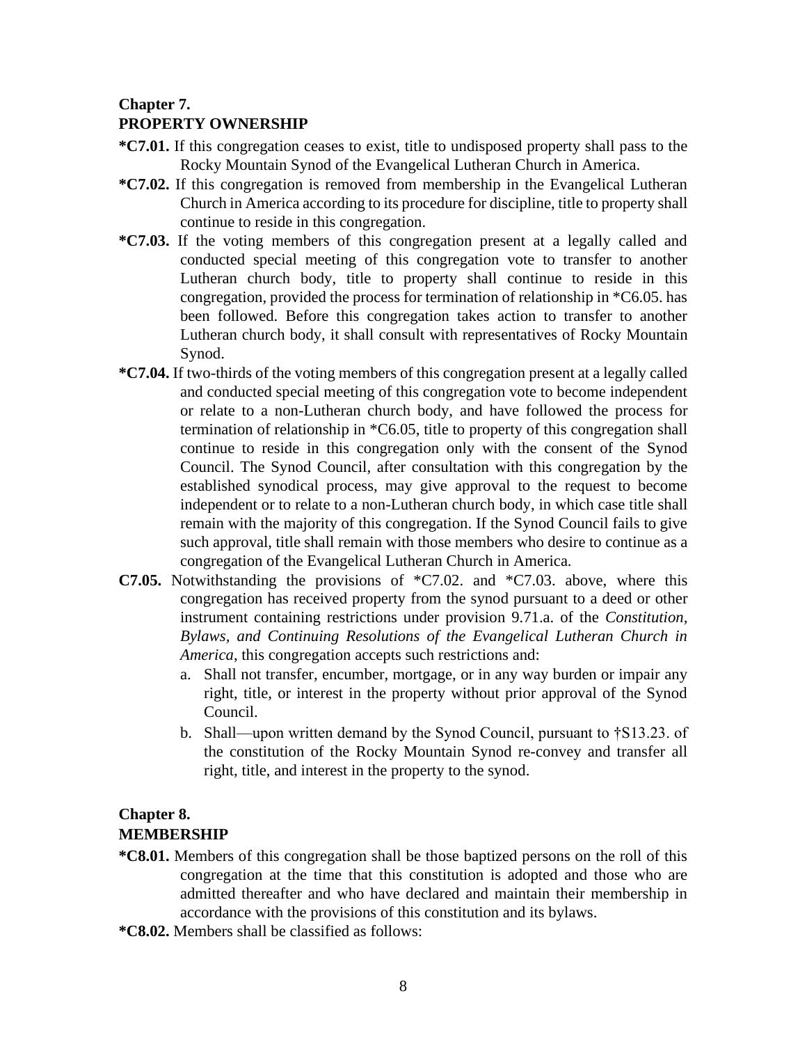## Chapter 7.
## PROPERTY OWNERSHIP

**\*C7.01.** If this congregation ceases to exist, title to undisposed property shall pass to the Rocky Mountain Synod of the Evangelical Lutheran Church in America.

**\*C7.02.** If this congregation is removed from membership in the Evangelical Lutheran Church in America according to its procedure for discipline, title to property shall continue to reside in this congregation.

**\*C7.03.** If the voting members of this congregation present at a legally called and conducted special meeting of this congregation vote to transfer to another Lutheran church body, title to property shall continue to reside in this congregation, provided the process for termination of relationship in *C6.05. has been followed. Before this congregation takes action to transfer to another Lutheran church body, it shall consult with representatives of Rocky Mountain Synod.

**\*C7.04.** If two-thirds of the voting members of this congregation present at a legally called and conducted special meeting of this congregation vote to become independent or relate to a non-Lutheran church body, and have followed the process for termination of relationship in *C6.05, title to property of this congregation shall continue to reside in this congregation only with the consent of the Synod Council. The Synod Council, after consultation with this congregation by the established synodical process, may give approval to the request to become independent or to relate to a non-Lutheran church body, in which case title shall remain with the majority of this congregation. If the Synod Council fails to give such approval, title shall remain with those members who desire to continue as a congregation of the Evangelical Lutheran Church in America.

**C7.05.** Notwithstanding the provisions of *C7.02. and *C7.03. above, where this congregation has received property from the synod pursuant to a deed or other instrument containing restrictions under provision 9.71.a. of the *Constitution, Bylaws, and Continuing Resolutions of the Evangelical Lutheran Church in America*, this congregation accepts such restrictions and:

a. Shall not transfer, encumber, mortgage, or in any way burden or impair any right, title, or interest in the property without prior approval of the Synod Council.

b. Shall—upon written demand by the Synod Council, pursuant to †S13.23. of the constitution of the Rocky Mountain Synod re-convey and transfer all right, title, and interest in the property to the synod.

## Chapter 8.
## MEMBERSHIP

**\*C8.01.** Members of this congregation shall be those baptized persons on the roll of this congregation at the time that this constitution is adopted and those who are admitted thereafter and who have declared and maintain their membership in accordance with the provisions of this constitution and its bylaws.

**\*C8.02.** Members shall be classified as follows: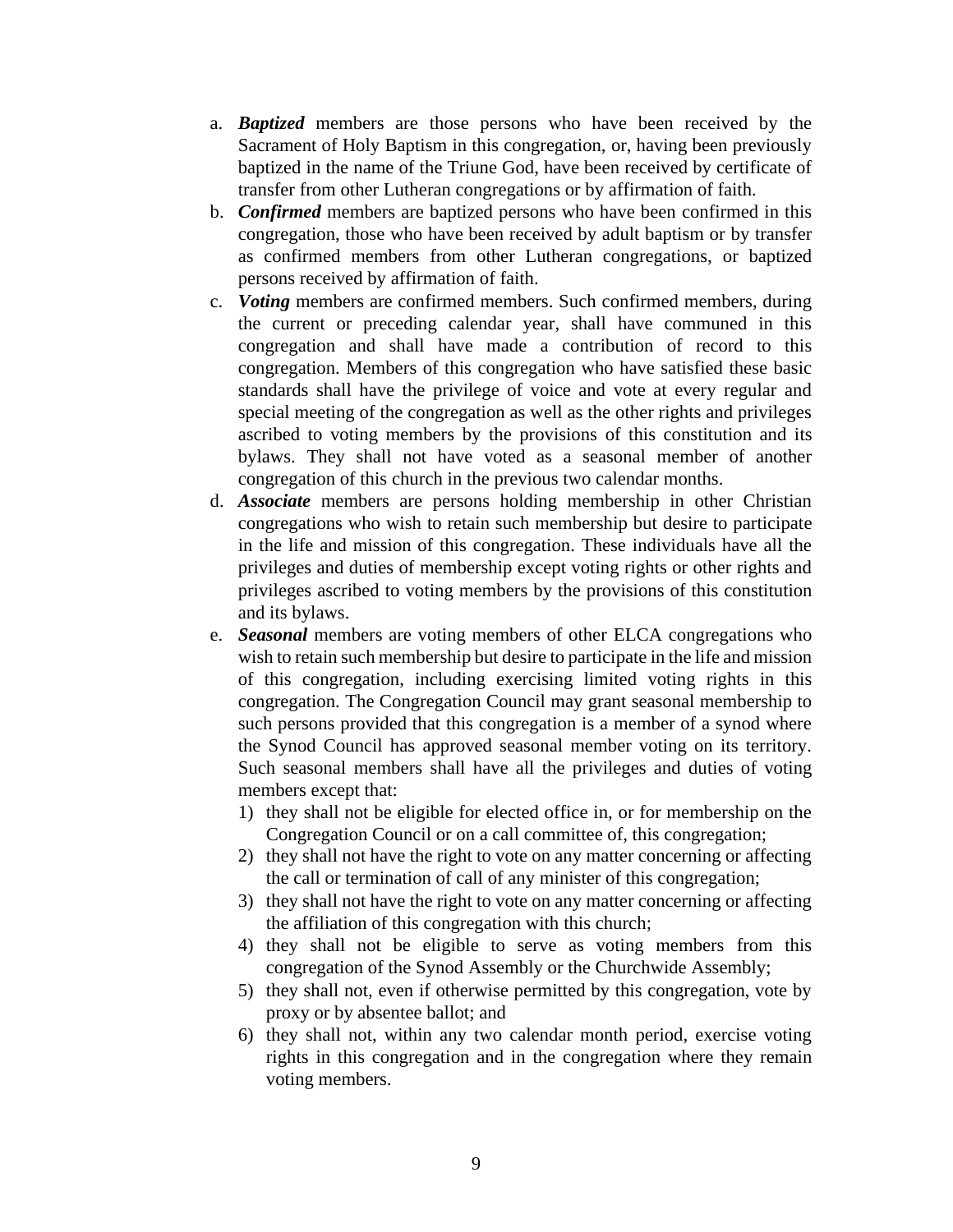a. ***Baptized*** members are those persons who have been received by the Sacrament of Holy Baptism in this congregation, or, having been previously baptized in the name of the Triune God, have been received by certificate of transfer from other Lutheran congregations or by affirmation of faith.
b. ***Confirmed*** members are baptized persons who have been confirmed in this congregation, those who have been received by adult baptism or by transfer as confirmed members from other Lutheran congregations, or baptized persons received by affirmation of faith.
c. ***Voting*** members are confirmed members. Such confirmed members, during the current or preceding calendar year, shall have communed in this congregation and shall have made a contribution of record to this congregation. Members of this congregation who have satisfied these basic standards shall have the privilege of voice and vote at every regular and special meeting of the congregation as well as the other rights and privileges ascribed to voting members by the provisions of this constitution and its bylaws. They shall not have voted as a seasonal member of another congregation of this church in the previous two calendar months.
d. ***Associate*** members are persons holding membership in other Christian congregations who wish to retain such membership but desire to participate in the life and mission of this congregation. These individuals have all the privileges and duties of membership except voting rights or other rights and privileges ascribed to voting members by the provisions of this constitution and its bylaws.
e. ***Seasonal*** members are voting members of other ELCA congregations who wish to retain such membership but desire to participate in the life and mission of this congregation, including exercising limited voting rights in this congregation. The Congregation Council may grant seasonal membership to such persons provided that this congregation is a member of a synod where the Synod Council has approved seasonal member voting on its territory. Such seasonal members shall have all the privileges and duties of voting members except that:
   1) they shall not be eligible for elected office in, or for membership on the Congregation Council or on a call committee of, this congregation;
   2) they shall not have the right to vote on any matter concerning or affecting the call or termination of call of any minister of this congregation;
   3) they shall not have the right to vote on any matter concerning or affecting the affiliation of this congregation with this church;
   4) they shall not be eligible to serve as voting members from this congregation of the Synod Assembly or the Churchwide Assembly;
   5) they shall not, even if otherwise permitted by this congregation, vote by proxy or by absentee ballot; and
   6) they shall not, within any two calendar month period, exercise voting rights in this congregation and in the congregation where they remain voting members.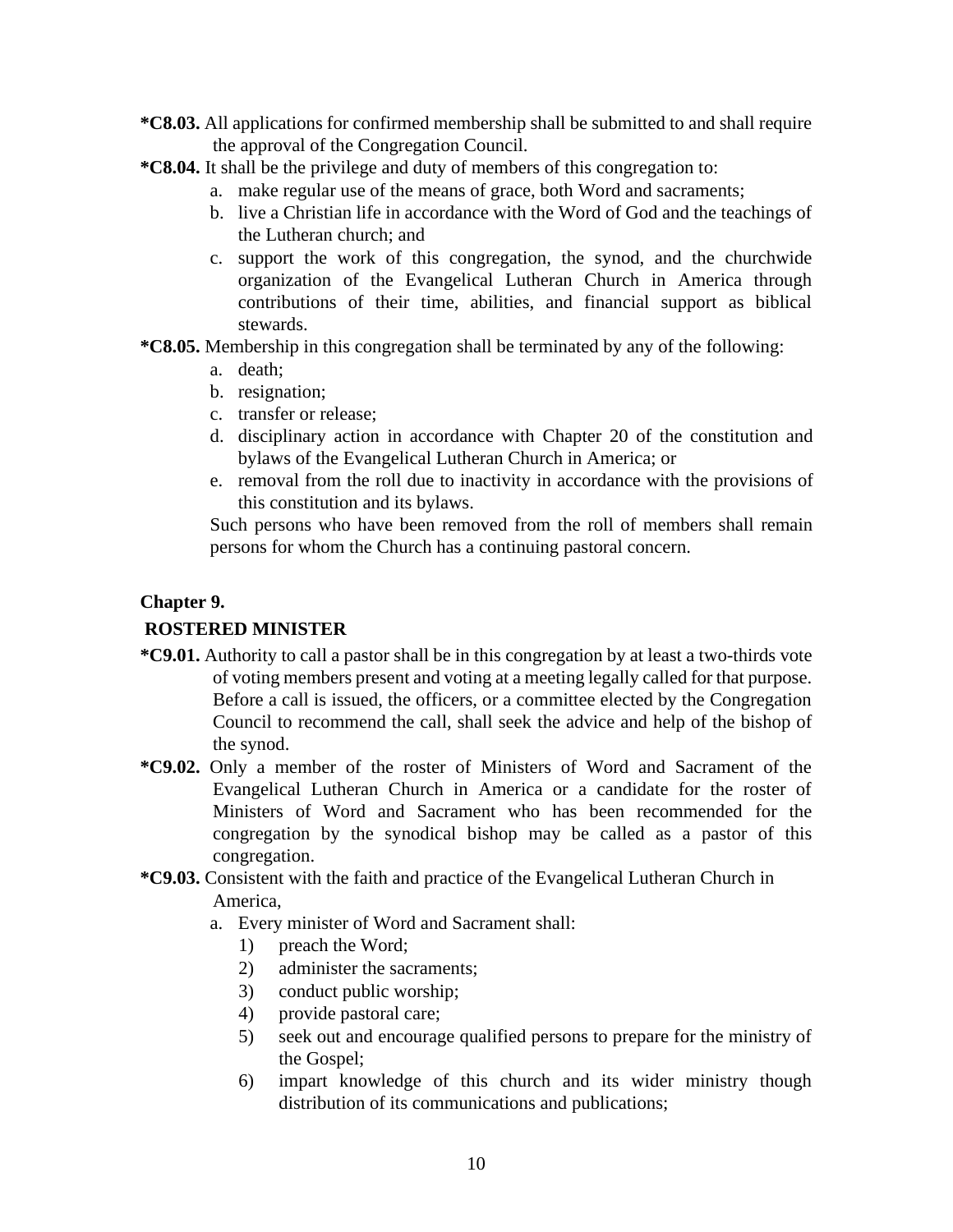**\*C8.03.** All applications for confirmed membership shall be submitted to and shall require the approval of the Congregation Council.

**\*C8.04.** It shall be the privilege and duty of members of this congregation to:

a. make regular use of the means of grace, both Word and sacraments;
b. live a Christian life in accordance with the Word of God and the teachings of the Lutheran church; and
c. support the work of this congregation, the synod, and the churchwide organization of the Evangelical Lutheran Church in America through contributions of their time, abilities, and financial support as biblical stewards.

**\*C8.05.** Membership in this congregation shall be terminated by any of the following:

a. death;
b. resignation;
c. transfer or release;
d. disciplinary action in accordance with Chapter 20 of the constitution and bylaws of the Evangelical Lutheran Church in America; or
e. removal from the roll due to inactivity in accordance with the provisions of this constitution and its bylaws.

Such persons who have been removed from the roll of members shall remain persons for whom the Church has a continuing pastoral concern.

**Chapter 9.**

**ROSTERED MINISTER**

**\*C9.01.** Authority to call a pastor shall be in this congregation by at least a two-thirds vote of voting members present and voting at a meeting legally called for that purpose. Before a call is issued, the officers, or a committee elected by the Congregation Council to recommend the call, shall seek the advice and help of the bishop of the synod.

**\*C9.02.** Only a member of the roster of Ministers of Word and Sacrament of the Evangelical Lutheran Church in America or a candidate for the roster of Ministers of Word and Sacrament who has been recommended for the congregation by the synodical bishop may be called as a pastor of this congregation.

**\*C9.03.** Consistent with the faith and practice of the Evangelical Lutheran Church in America,

a. Every minister of Word and Sacrament shall:
   1) preach the Word;
   2) administer the sacraments;
   3) conduct public worship;
   4) provide pastoral care;
   5) seek out and encourage qualified persons to prepare for the ministry of the Gospel;
   6) impart knowledge of this church and its wider ministry though distribution of its communications and publications;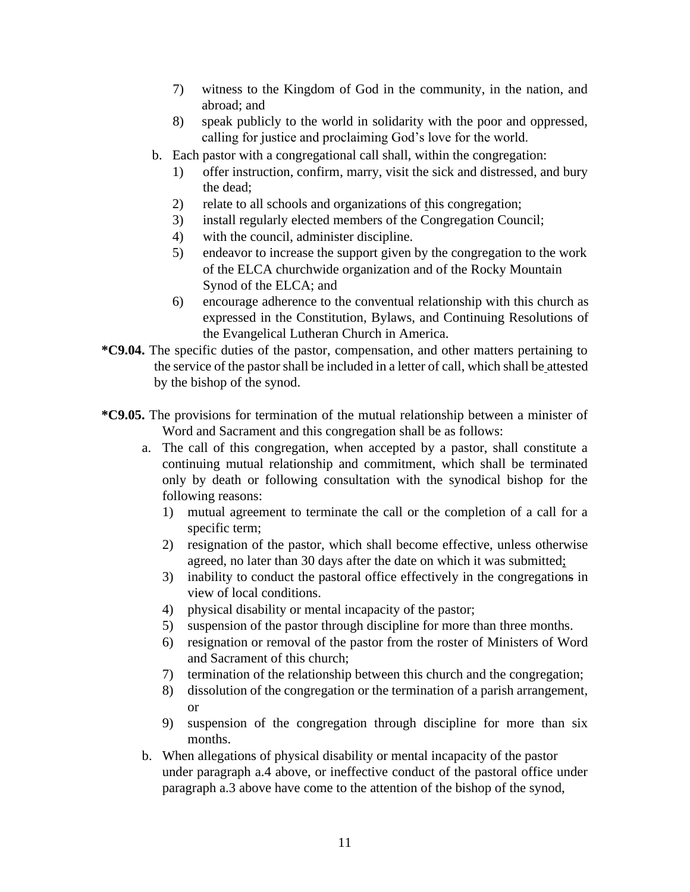7) witness to the Kingdom of God in the community, in the nation, and abroad; and
8) speak publicly to the world in solidarity with the poor and oppressed, calling for justice and proclaiming God's love for the world.

b. Each pastor with a congregational call shall, within the congregation:
1) offer instruction, confirm, marry, visit the sick and distressed, and bury the dead;
2) relate to all schools and organizations of this congregation;
3) install regularly elected members of the Congregation Council;
4) with the council, administer discipline.
5) endeavor to increase the support given by the congregation to the work of the ELCA churchwide organization and of the Rocky Mountain Synod of the ELCA; and
6) encourage adherence to the conventual relationship with this church as expressed in the Constitution, Bylaws, and Continuing Resolutions of the Evangelical Lutheran Church in America.

**\*C9.04.** The specific duties of the pastor, compensation, and other matters pertaining to the service of the pastor shall be included in a letter of call, which shall be attested by the bishop of the synod.

**\*C9.05.** The provisions for termination of the mutual relationship between a minister of Word and Sacrament and this congregation shall be as follows:

a. The call of this congregation, when accepted by a pastor, shall constitute a continuing mutual relationship and commitment, which shall be terminated only by death or following consultation with the synodical bishop for the following reasons:
1) mutual agreement to terminate the call or the completion of a call for a specific term;
2) resignation of the pastor, which shall become effective, unless otherwise agreed, no later than 30 days after the date on which it was submitted;
3) inability to conduct the pastoral office effectively in the congregation in view of local conditions.
4) physical disability or mental incapacity of the pastor;
5) suspension of the pastor through discipline for more than three months.
6) resignation or removal of the pastor from the roster of Ministers of Word and Sacrament of this church;
7) termination of the relationship between this church and the congregation;
8) dissolution of the congregation or the termination of a parish arrangement, or
9) suspension of the congregation through discipline for more than six months.

b. When allegations of physical disability or mental incapacity of the pastor under paragraph a.4 above, or ineffective conduct of the pastoral office under paragraph a.3 above have come to the attention of the bishop of the synod,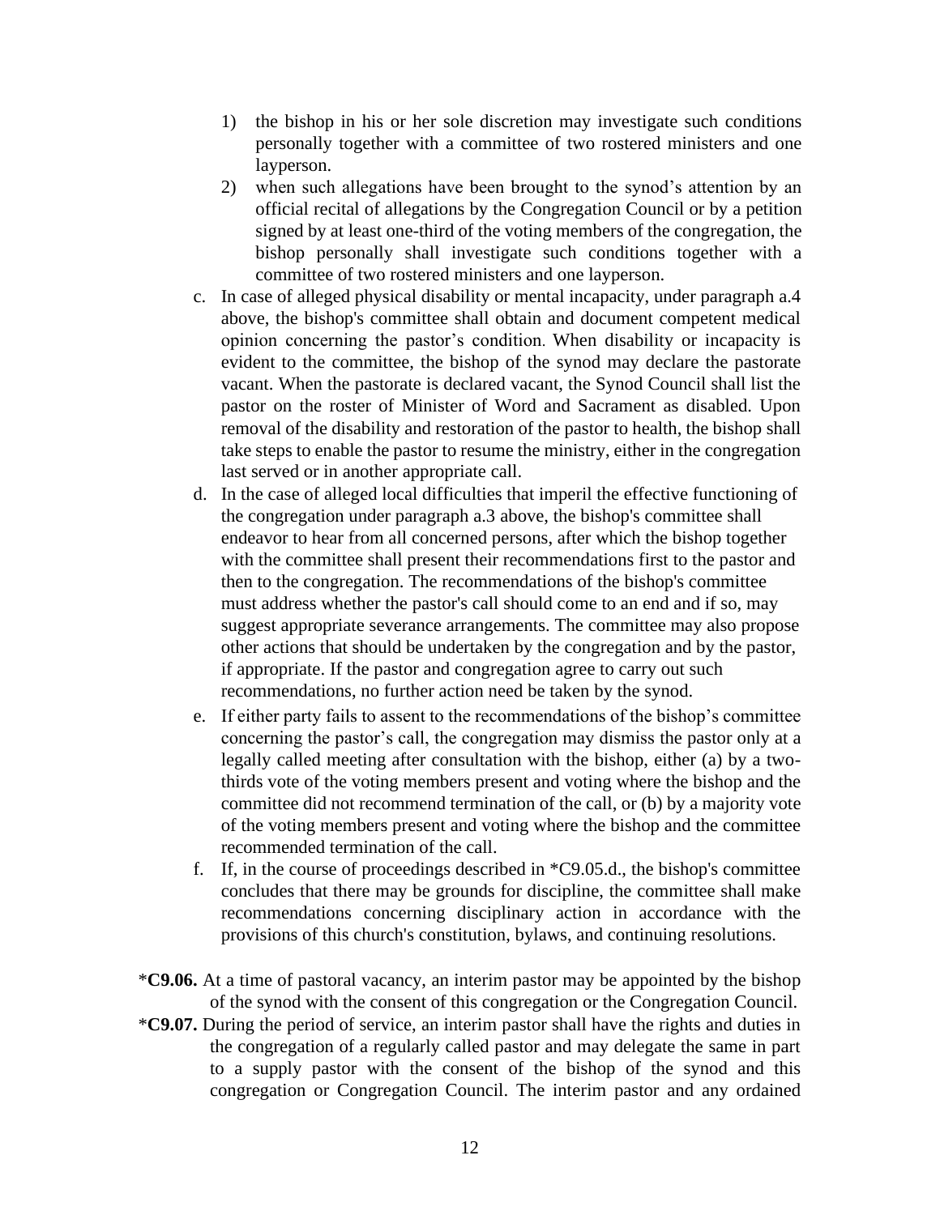1) the bishop in his or her sole discretion may investigate such conditions personally together with a committee of two rostered ministers and one layperson.
2) when such allegations have been brought to the synod's attention by an official recital of allegations by the Congregation Council or by a petition signed by at least one-third of the voting members of the congregation, the bishop personally shall investigate such conditions together with a committee of two rostered ministers and one layperson.

c. In case of alleged physical disability or mental incapacity, under paragraph a.4 above, the bishop's committee shall obtain and document competent medical opinion concerning the pastor's condition. When disability or incapacity is evident to the committee, the bishop of the synod may declare the pastorate vacant. When the pastorate is declared vacant, the Synod Council shall list the pastor on the roster of Minister of Word and Sacrament as disabled. Upon removal of the disability and restoration of the pastor to health, the bishop shall take steps to enable the pastor to resume the ministry, either in the congregation last served or in another appropriate call.

d. In the case of alleged local difficulties that imperil the effective functioning of the congregation under paragraph a.3 above, the bishop's committee shall endeavor to hear from all concerned persons, after which the bishop together with the committee shall present their recommendations first to the pastor and then to the congregation. The recommendations of the bishop's committee must address whether the pastor's call should come to an end and if so, may suggest appropriate severance arrangements. The committee may also propose other actions that should be undertaken by the congregation and by the pastor, if appropriate. If the pastor and congregation agree to carry out such recommendations, no further action need be taken by the synod.

e. If either party fails to assent to the recommendations of the bishop's committee concerning the pastor's call, the congregation may dismiss the pastor only at a legally called meeting after consultation with the bishop, either (a) by a two-thirds vote of the voting members present and voting where the bishop and the committee did not recommend termination of the call, or (b) by a majority vote of the voting members present and voting where the bishop and the committee recommended termination of the call.

f. If, in the course of proceedings described in *C9.05.d., the bishop's committee concludes that there may be grounds for discipline, the committee shall make recommendations concerning disciplinary action in accordance with the provisions of this church's constitution, bylaws, and continuing resolutions.

***C9.06.** At a time of pastoral vacancy, an interim pastor may be appointed by the bishop of the synod with the consent of this congregation or the Congregation Council.

***C9.07.** During the period of service, an interim pastor shall have the rights and duties in the congregation of a regularly called pastor and may delegate the same in part to a supply pastor with the consent of the bishop of the synod and this congregation or Congregation Council. The interim pastor and any ordained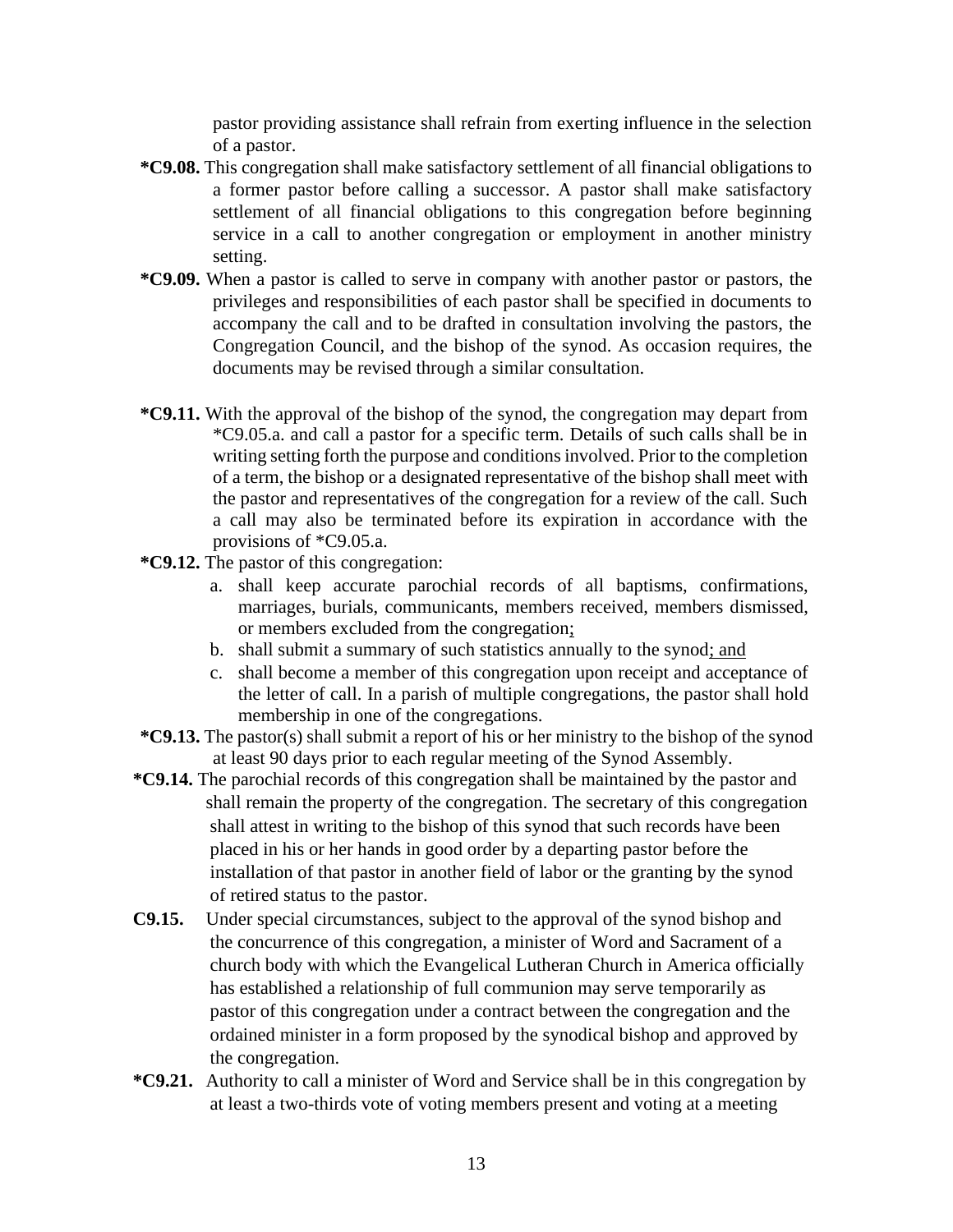pastor providing assistance shall refrain from exerting influence in the selection of a pastor.

**\*C9.08.** This congregation shall make satisfactory settlement of all financial obligations to a former pastor before calling a successor. A pastor shall make satisfactory settlement of all financial obligations to this congregation before beginning service in a call to another congregation or employment in another ministry setting.

**\*C9.09.** When a pastor is called to serve in company with another pastor or pastors, the privileges and responsibilities of each pastor shall be specified in documents to accompany the call and to be drafted in consultation involving the pastors, the Congregation Council, and the bishop of the synod. As occasion requires, the documents may be revised through a similar consultation.

**\*C9.11.** With the approval of the bishop of the synod, the congregation may depart from \*C9.05.a. and call a pastor for a specific term. Details of such calls shall be in writing setting forth the purpose and conditions involved. Prior to the completion of a term, the bishop or a designated representative of the bishop shall meet with the pastor and representatives of the congregation for a review of the call. Such a call may also be terminated before its expiration in accordance with the provisions of \*C9.05.a.

**\*C9.12.** The pastor of this congregation:

a. shall keep accurate parochial records of all baptisms, confirmations, marriages, burials, communicants, members received, members dismissed, or members excluded from the congregation;

b. shall submit a summary of such statistics annually to the synod; and

c. shall become a member of this congregation upon receipt and acceptance of the letter of call. In a parish of multiple congregations, the pastor shall hold membership in one of the congregations.

**\*C9.13.** The pastor(s) shall submit a report of his or her ministry to the bishop of the synod at least 90 days prior to each regular meeting of the Synod Assembly.

**\*C9.14.** The parochial records of this congregation shall be maintained by the pastor and shall remain the property of the congregation. The secretary of this congregation shall attest in writing to the bishop of this synod that such records have been placed in his or her hands in good order by a departing pastor before the installation of that pastor in another field of labor or the granting by the synod of retired status to the pastor.

**C9.15.** Under special circumstances, subject to the approval of the synod bishop and the concurrence of this congregation, a minister of Word and Sacrament of a church body with which the Evangelical Lutheran Church in America officially has established a relationship of full communion may serve temporarily as pastor of this congregation under a contract between the congregation and the ordained minister in a form proposed by the synodical bishop and approved by the congregation.

**\*C9.21.** Authority to call a minister of Word and Service shall be in this congregation by at least a two-thirds vote of voting members present and voting at a meeting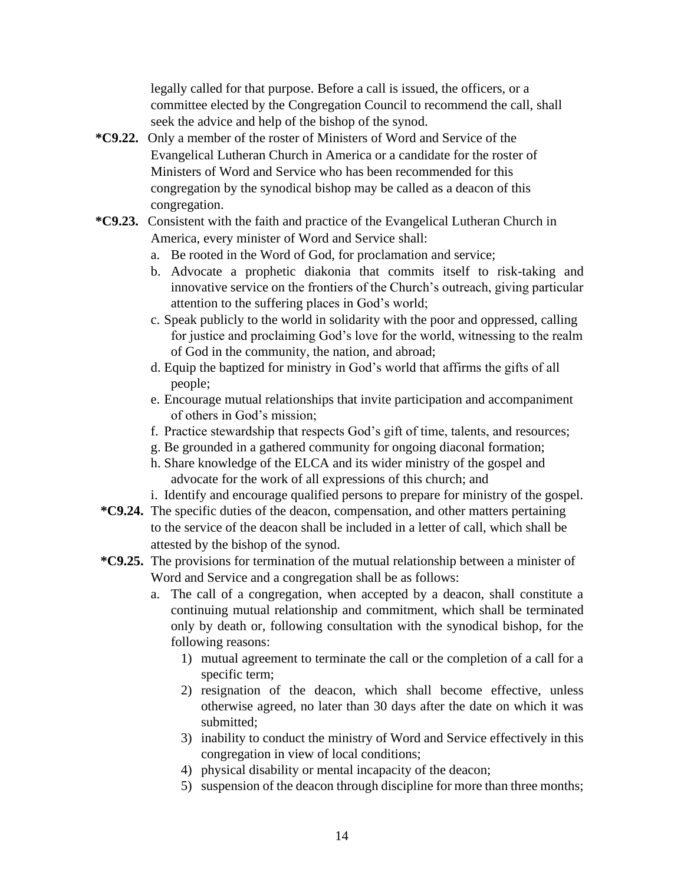legally called for that purpose. Before a call is issued, the officers, or a committee elected by the Congregation Council to recommend the call, shall seek the advice and help of the bishop of the synod.

**\*C9.22.** Only a member of the roster of Ministers of Word and Service of the Evangelical Lutheran Church in America or a candidate for the roster of Ministers of Word and Service who has been recommended for this congregation by the synodical bishop may be called as a deacon of this congregation.

**\*C9.23.** Consistent with the faith and practice of the Evangelical Lutheran Church in America, every minister of Word and Service shall:

a. Be rooted in the Word of God, for proclamation and service;
b. Advocate a prophetic diakonia that commits itself to risk-taking and innovative service on the frontiers of the Church's outreach, giving particular attention to the suffering places in God's world;
c. Speak publicly to the world in solidarity with the poor and oppressed, calling for justice and proclaiming God's love for the world, witnessing to the realm of God in the community, the nation, and abroad;
d. Equip the baptized for ministry in God's world that affirms the gifts of all people;
e. Encourage mutual relationships that invite participation and accompaniment of others in God's mission;
f. Practice stewardship that respects God's gift of time, talents, and resources;
g. Be grounded in a gathered community for ongoing diaconal formation;
h. Share knowledge of the ELCA and its wider ministry of the gospel and advocate for the work of all expressions of this church; and
i. Identify and encourage qualified persons to prepare for ministry of the gospel.

**\*C9.24.** The specific duties of the deacon, compensation, and other matters pertaining to the service of the deacon shall be included in a letter of call, which shall be attested by the bishop of the synod.

**\*C9.25.** The provisions for termination of the mutual relationship between a minister of Word and Service and a congregation shall be as follows:

a. The call of a congregation, when accepted by a deacon, shall constitute a continuing mutual relationship and commitment, which shall be terminated only by death or, following consultation with the synodical bishop, for the following reasons:
   1) mutual agreement to terminate the call or the completion of a call for a specific term;
   2) resignation of the deacon, which shall become effective, unless otherwise agreed, no later than 30 days after the date on which it was submitted;
   3) inability to conduct the ministry of Word and Service effectively in this congregation in view of local conditions;
   4) physical disability or mental incapacity of the deacon;
   5) suspension of the deacon through discipline for more than three months;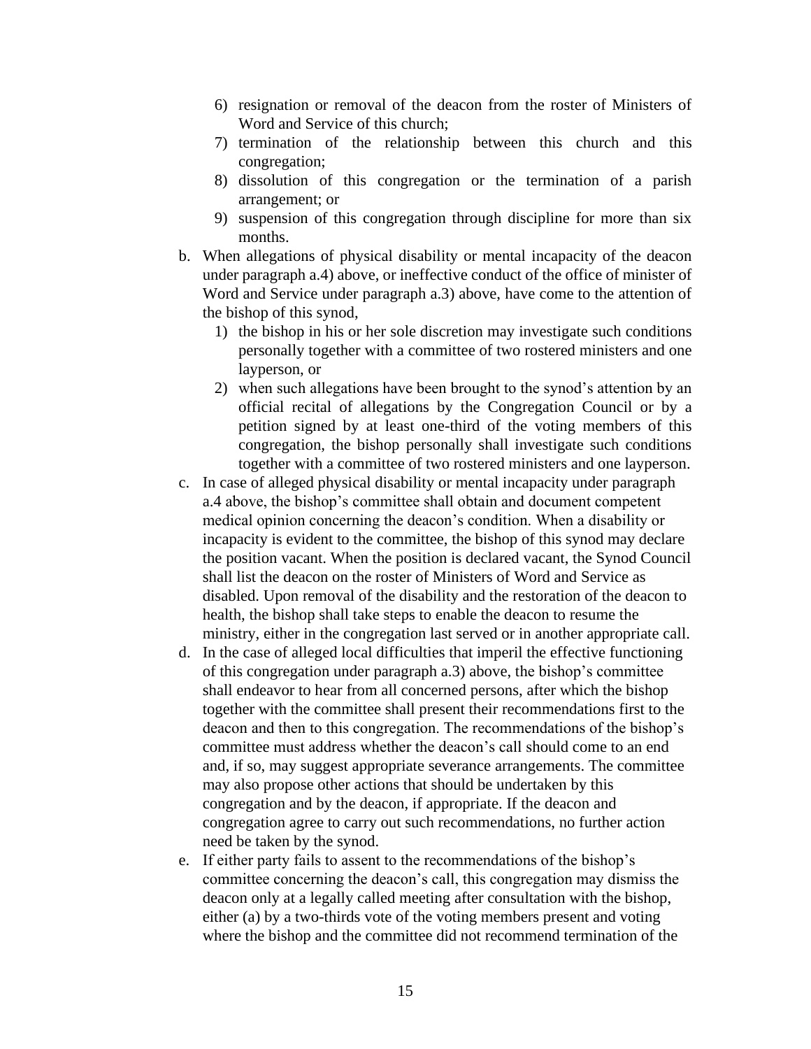6) resignation or removal of the deacon from the roster of Ministers of Word and Service of this church;
7) termination of the relationship between this church and this congregation;
8) dissolution of this congregation or the termination of a parish arrangement; or
9) suspension of this congregation through discipline for more than six months.

b. When allegations of physical disability or mental incapacity of the deacon under paragraph a.4) above, or ineffective conduct of the office of minister of Word and Service under paragraph a.3) above, have come to the attention of the bishop of this synod,
   1) the bishop in his or her sole discretion may investigate such conditions personally together with a committee of two rostered ministers and one layperson, or
   2) when such allegations have been brought to the synod's attention by an official recital of allegations by the Congregation Council or by a petition signed by at least one-third of the voting members of this congregation, the bishop personally shall investigate such conditions together with a committee of two rostered ministers and one layperson.

c. In case of alleged physical disability or mental incapacity under paragraph a.4 above, the bishop's committee shall obtain and document competent medical opinion concerning the deacon's condition. When a disability or incapacity is evident to the committee, the bishop of this synod may declare the position vacant. When the position is declared vacant, the Synod Council shall list the deacon on the roster of Ministers of Word and Service as disabled. Upon removal of the disability and the restoration of the deacon to health, the bishop shall take steps to enable the deacon to resume the ministry, either in the congregation last served or in another appropriate call.

d. In the case of alleged local difficulties that imperil the effective functioning of this congregation under paragraph a.3) above, the bishop's committee shall endeavor to hear from all concerned persons, after which the bishop together with the committee shall present their recommendations first to the deacon and then to this congregation. The recommendations of the bishop's committee must address whether the deacon's call should come to an end and, if so, may suggest appropriate severance arrangements. The committee may also propose other actions that should be undertaken by this congregation and by the deacon, if appropriate. If the deacon and congregation agree to carry out such recommendations, no further action need be taken by the synod.

e. If either party fails to assent to the recommendations of the bishop's committee concerning the deacon's call, this congregation may dismiss the deacon only at a legally called meeting after consultation with the bishop, either (a) by a two-thirds vote of the voting members present and voting where the bishop and the committee did not recommend termination of the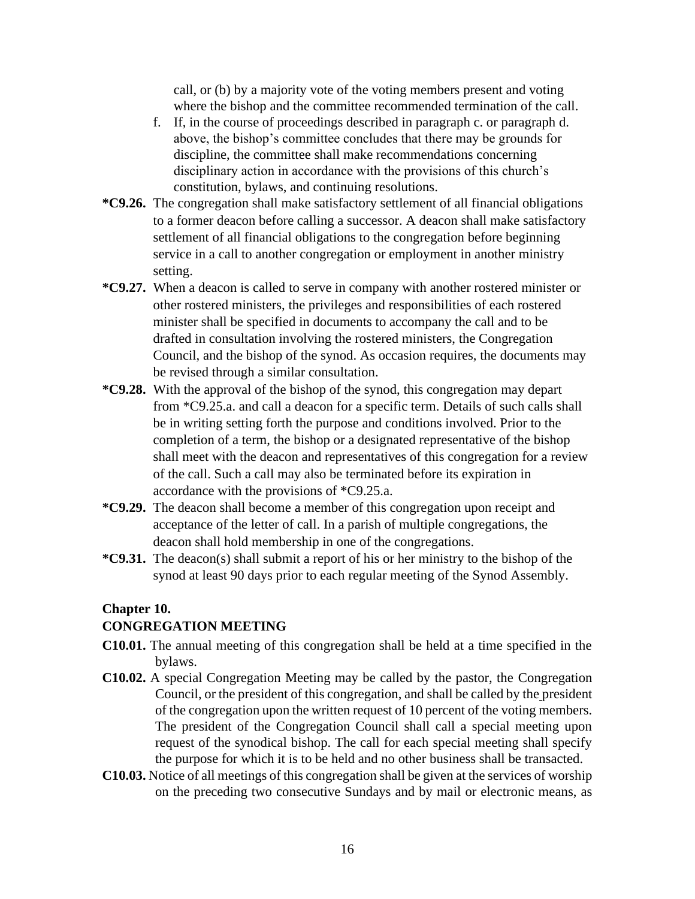call, or (b) by a majority vote of the voting members present and voting where the bishop and the committee recommended termination of the call.

f. If, in the course of proceedings described in paragraph c. or paragraph d. above, the bishop's committee concludes that there may be grounds for discipline, the committee shall make recommendations concerning disciplinary action in accordance with the provisions of this church's constitution, bylaws, and continuing resolutions.

**\*C9.26.** The congregation shall make satisfactory settlement of all financial obligations to a former deacon before calling a successor. A deacon shall make satisfactory settlement of all financial obligations to the congregation before beginning service in a call to another congregation or employment in another ministry setting.

**\*C9.27.** When a deacon is called to serve in company with another rostered minister or other rostered ministers, the privileges and responsibilities of each rostered minister shall be specified in documents to accompany the call and to be drafted in consultation involving the rostered ministers, the Congregation Council, and the bishop of the synod. As occasion requires, the documents may be revised through a similar consultation.

**\*C9.28.** With the approval of the bishop of the synod, this congregation may depart from \*C9.25.a. and call a deacon for a specific term. Details of such calls shall be in writing setting forth the purpose and conditions involved. Prior to the completion of a term, the bishop or a designated representative of the bishop shall meet with the deacon and representatives of this congregation for a review of the call. Such a call may also be terminated before its expiration in accordance with the provisions of \*C9.25.a.

**\*C9.29.** The deacon shall become a member of this congregation upon receipt and acceptance of the letter of call. In a parish of multiple congregations, the deacon shall hold membership in one of the congregations.

**\*C9.31.** The deacon(s) shall submit a report of his or her ministry to the bishop of the synod at least 90 days prior to each regular meeting of the Synod Assembly.

## Chapter 10.
## CONGREGATION MEETING

**C10.01.** The annual meeting of this congregation shall be held at a time specified in the bylaws.

**C10.02.** A special Congregation Meeting may be called by the pastor, the Congregation Council, or the president of this congregation, and shall be called by the president of the congregation upon the written request of 10 percent of the voting members. The president of the Congregation Council shall call a special meeting upon request of the synodical bishop. The call for each special meeting shall specify the purpose for which it is to be held and no other business shall be transacted.

**C10.03.** Notice of all meetings of this congregation shall be given at the services of worship on the preceding two consecutive Sundays and by mail or electronic means, as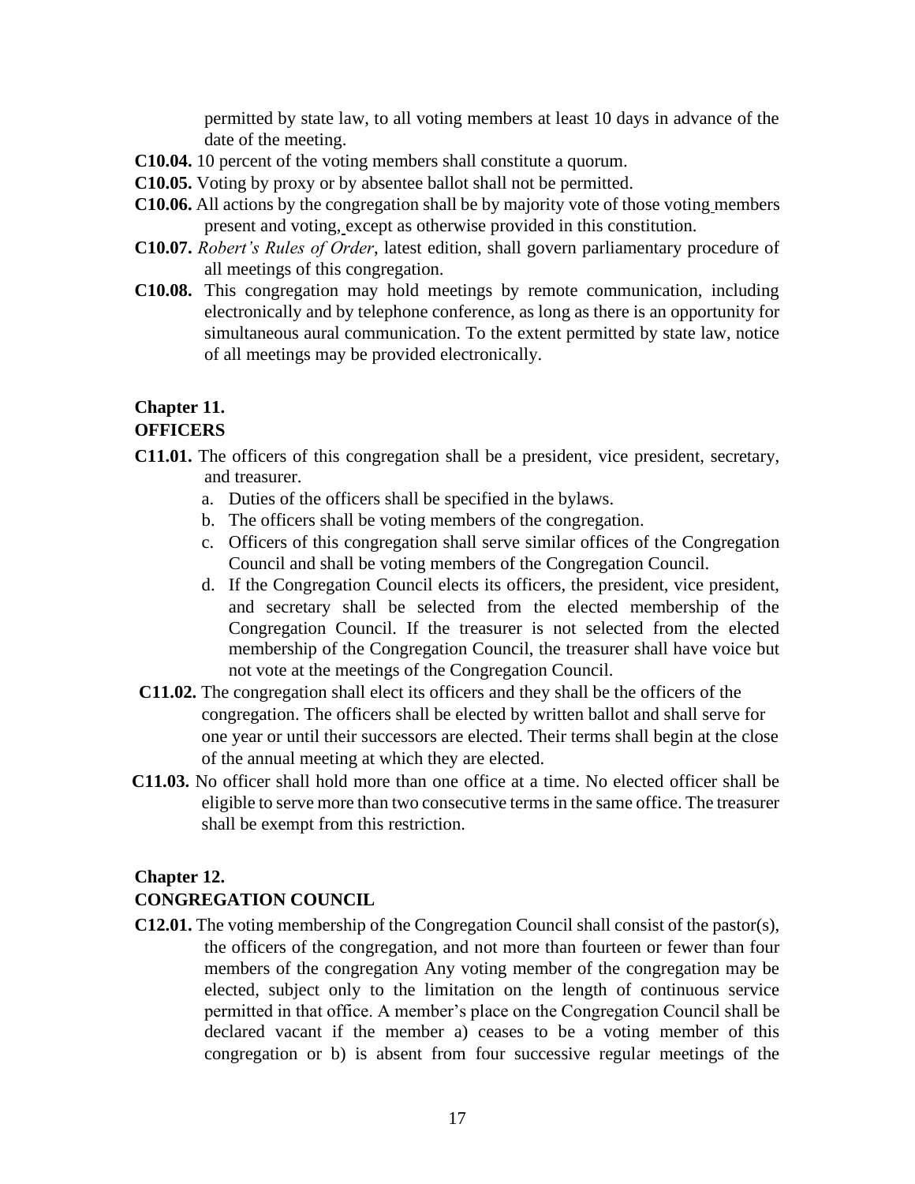permitted by state law, to all voting members at least 10 days in advance of the date of the meeting.

**C10.04.** 10 percent of the voting members shall constitute a quorum.

**C10.05.** Voting by proxy or by absentee ballot shall not be permitted.

**C10.06.** All actions by the congregation shall be by majority vote of those voting members present and voting, except as otherwise provided in this constitution.

**C10.07.** *Robert's Rules of Order*, latest edition, shall govern parliamentary procedure of all meetings of this congregation.

**C10.08.** This congregation may hold meetings by remote communication, including electronically and by telephone conference, as long as there is an opportunity for simultaneous aural communication. To the extent permitted by state law, notice of all meetings may be provided electronically.

## Chapter 11.
## OFFICERS

**C11.01.** The officers of this congregation shall be a president, vice president, secretary, and treasurer.

a. Duties of the officers shall be specified in the bylaws.
b. The officers shall be voting members of the congregation.
c. Officers of this congregation shall serve similar offices of the Congregation Council and shall be voting members of the Congregation Council.
d. If the Congregation Council elects its officers, the president, vice president, and secretary shall be selected from the elected membership of the Congregation Council. If the treasurer is not selected from the elected membership of the Congregation Council, the treasurer shall have voice but not vote at the meetings of the Congregation Council.

**C11.02.** The congregation shall elect its officers and they shall be the officers of the congregation. The officers shall be elected by written ballot and shall serve for one year or until their successors are elected. Their terms shall begin at the close of the annual meeting at which they are elected.

**C11.03.** No officer shall hold more than one office at a time. No elected officer shall be eligible to serve more than two consecutive terms in the same office. The treasurer shall be exempt from this restriction.

## Chapter 12.
## CONGREGATION COUNCIL

**C12.01.** The voting membership of the Congregation Council shall consist of the pastor(s), the officers of the congregation, and not more than fourteen or fewer than four members of the congregation Any voting member of the congregation may be elected, subject only to the limitation on the length of continuous service permitted in that office. A member's place on the Congregation Council shall be declared vacant if the member a) ceases to be a voting member of this congregation or b) is absent from four successive regular meetings of the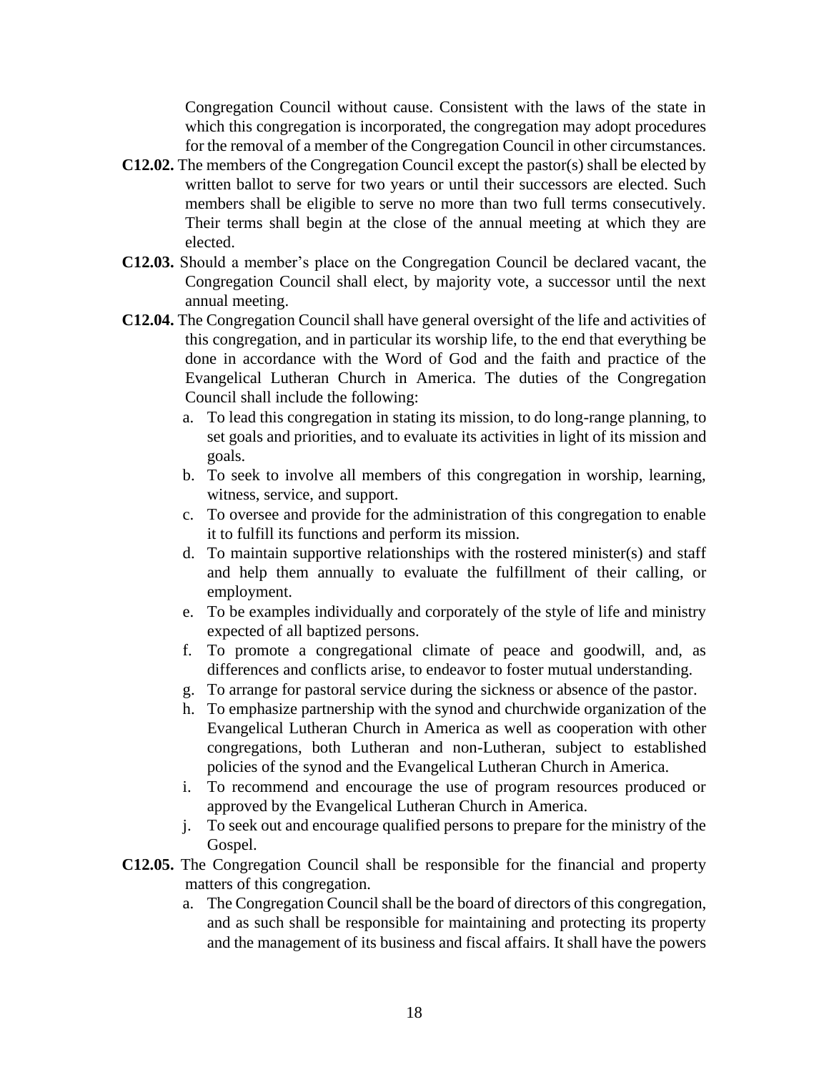Congregation Council without cause. Consistent with the laws of the state in which this congregation is incorporated, the congregation may adopt procedures for the removal of a member of the Congregation Council in other circumstances.

**C12.02.** The members of the Congregation Council except the pastor(s) shall be elected by written ballot to serve for two years or until their successors are elected. Such members shall be eligible to serve no more than two full terms consecutively. Their terms shall begin at the close of the annual meeting at which they are elected.

**C12.03.** Should a member's place on the Congregation Council be declared vacant, the Congregation Council shall elect, by majority vote, a successor until the next annual meeting.

**C12.04.** The Congregation Council shall have general oversight of the life and activities of this congregation, and in particular its worship life, to the end that everything be done in accordance with the Word of God and the faith and practice of the Evangelical Lutheran Church in America. The duties of the Congregation Council shall include the following:

a. To lead this congregation in stating its mission, to do long-range planning, to set goals and priorities, and to evaluate its activities in light of its mission and goals.

b. To seek to involve all members of this congregation in worship, learning, witness, service, and support.

c. To oversee and provide for the administration of this congregation to enable it to fulfill its functions and perform its mission.

d. To maintain supportive relationships with the rostered minister(s) and staff and help them annually to evaluate the fulfillment of their calling, or employment.

e. To be examples individually and corporately of the style of life and ministry expected of all baptized persons.

f. To promote a congregational climate of peace and goodwill, and, as differences and conflicts arise, to endeavor to foster mutual understanding.

g. To arrange for pastoral service during the sickness or absence of the pastor.

h. To emphasize partnership with the synod and churchwide organization of the Evangelical Lutheran Church in America as well as cooperation with other congregations, both Lutheran and non-Lutheran, subject to established policies of the synod and the Evangelical Lutheran Church in America.

i. To recommend and encourage the use of program resources produced or approved by the Evangelical Lutheran Church in America.

j. To seek out and encourage qualified persons to prepare for the ministry of the Gospel.

**C12.05.** The Congregation Council shall be responsible for the financial and property matters of this congregation.

a. The Congregation Council shall be the board of directors of this congregation, and as such shall be responsible for maintaining and protecting its property and the management of its business and fiscal affairs. It shall have the powers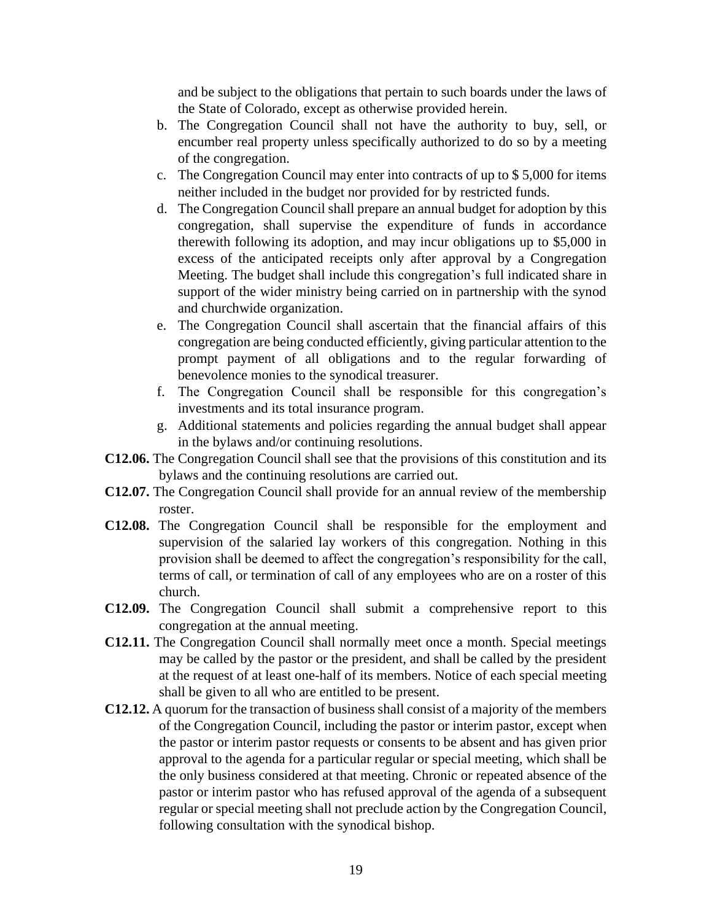and be subject to the obligations that pertain to such boards under the laws of the State of Colorado, except as otherwise provided herein.

b. The Congregation Council shall not have the authority to buy, sell, or encumber real property unless specifically authorized to do so by a meeting of the congregation.

c. The Congregation Council may enter into contracts of up to $ 5,000 for items neither included in the budget nor provided for by restricted funds.

d. The Congregation Council shall prepare an annual budget for adoption by this congregation, shall supervise the expenditure of funds in accordance therewith following its adoption, and may incur obligations up to $5,000 in excess of the anticipated receipts only after approval by a Congregation Meeting. The budget shall include this congregation's full indicated share in support of the wider ministry being carried on in partnership with the synod and churchwide organization.

e. The Congregation Council shall ascertain that the financial affairs of this congregation are being conducted efficiently, giving particular attention to the prompt payment of all obligations and to the regular forwarding of benevolence monies to the synodical treasurer.

f. The Congregation Council shall be responsible for this congregation's investments and its total insurance program.

g. Additional statements and policies regarding the annual budget shall appear in the bylaws and/or continuing resolutions.

**C12.06.** The Congregation Council shall see that the provisions of this constitution and its bylaws and the continuing resolutions are carried out.

**C12.07.** The Congregation Council shall provide for an annual review of the membership roster.

**C12.08.** The Congregation Council shall be responsible for the employment and supervision of the salaried lay workers of this congregation. Nothing in this provision shall be deemed to affect the congregation's responsibility for the call, terms of call, or termination of call of any employees who are on a roster of this church.

**C12.09.** The Congregation Council shall submit a comprehensive report to this congregation at the annual meeting.

**C12.11.** The Congregation Council shall normally meet once a month. Special meetings may be called by the pastor or the president, and shall be called by the president at the request of at least one-half of its members. Notice of each special meeting shall be given to all who are entitled to be present.

**C12.12.** A quorum for the transaction of business shall consist of a majority of the members of the Congregation Council, including the pastor or interim pastor, except when the pastor or interim pastor requests or consents to be absent and has given prior approval to the agenda for a particular regular or special meeting, which shall be the only business considered at that meeting. Chronic or repeated absence of the pastor or interim pastor who has refused approval of the agenda of a subsequent regular or special meeting shall not preclude action by the Congregation Council, following consultation with the synodical bishop.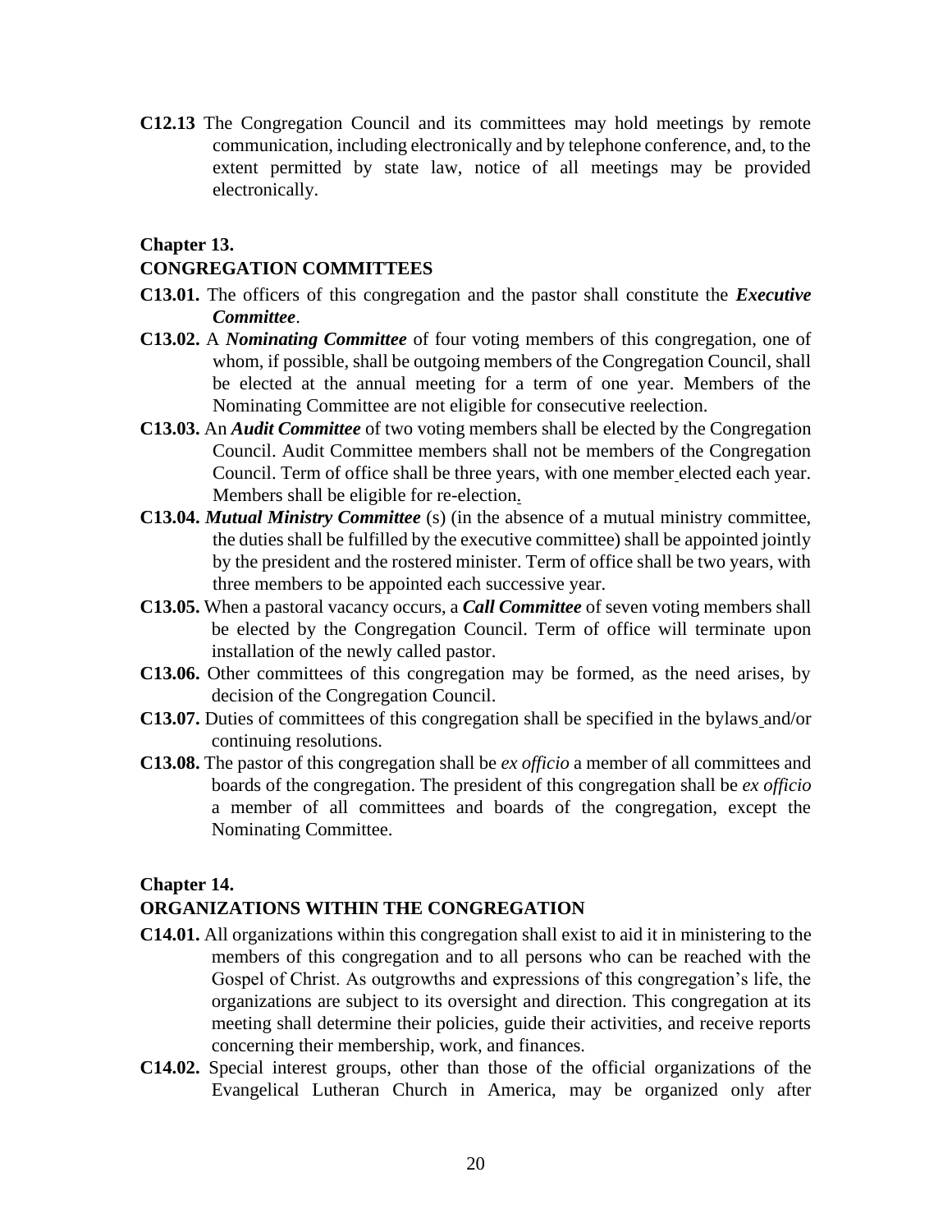**C12.13** The Congregation Council and its committees may hold meetings by remote communication, including electronically and by telephone conference, and, to the extent permitted by state law, notice of all meetings may be provided electronically.

## Chapter 13.
## CONGREGATION COMMITTEES

**C13.01.** The officers of this congregation and the pastor shall constitute the ***Executive Committee***.

**C13.02.** A ***Nominating Committee*** of four voting members of this congregation, one of whom, if possible, shall be outgoing members of the Congregation Council, shall be elected at the annual meeting for a term of one year. Members of the Nominating Committee are not eligible for consecutive reelection.

**C13.03.** An ***Audit Committee*** of two voting members shall be elected by the Congregation Council. Audit Committee members shall not be members of the Congregation Council. Term of office shall be three years, with one member elected each year. Members shall be eligible for re-election.

**C13.04.** ***Mutual Ministry Committee*** (s) (in the absence of a mutual ministry committee, the duties shall be fulfilled by the executive committee) shall be appointed jointly by the president and the rostered minister. Term of office shall be two years, with three members to be appointed each successive year.

**C13.05.** When a pastoral vacancy occurs, a ***Call Committee*** of seven voting members shall be elected by the Congregation Council. Term of office will terminate upon installation of the newly called pastor.

**C13.06.** Other committees of this congregation may be formed, as the need arises, by decision of the Congregation Council.

**C13.07.** Duties of committees of this congregation shall be specified in the bylaws and/or continuing resolutions.

**C13.08.** The pastor of this congregation shall be *ex officio* a member of all committees and boards of the congregation. The president of this congregation shall be *ex officio* a member of all committees and boards of the congregation, except the Nominating Committee.

## Chapter 14.
## ORGANIZATIONS WITHIN THE CONGREGATION

**C14.01.** All organizations within this congregation shall exist to aid it in ministering to the members of this congregation and to all persons who can be reached with the Gospel of Christ. As outgrowths and expressions of this congregation's life, the organizations are subject to its oversight and direction. This congregation at its meeting shall determine their policies, guide their activities, and receive reports concerning their membership, work, and finances.

**C14.02.** Special interest groups, other than those of the official organizations of the Evangelical Lutheran Church in America, may be organized only after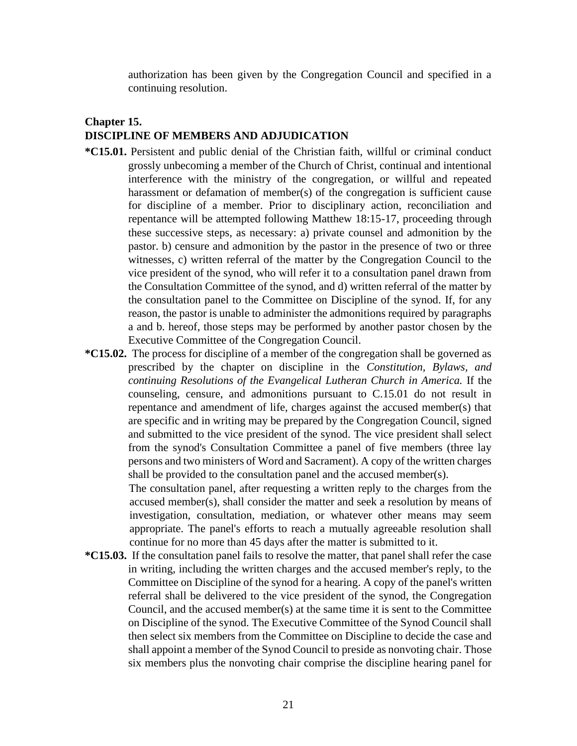authorization has been given by the Congregation Council and specified in a continuing resolution.

## Chapter 15.
## DISCIPLINE OF MEMBERS AND ADJUDICATION

**\*C15.01.** Persistent and public denial of the Christian faith, willful or criminal conduct grossly unbecoming a member of the Church of Christ, continual and intentional interference with the ministry of the congregation, or willful and repeated harassment or defamation of member(s) of the congregation is sufficient cause for discipline of a member. Prior to disciplinary action, reconciliation and repentance will be attempted following Matthew 18:15-17, proceeding through these successive steps, as necessary: a) private counsel and admonition by the pastor. b) censure and admonition by the pastor in the presence of two or three witnesses, c) written referral of the matter by the Congregation Council to the vice president of the synod, who will refer it to a consultation panel drawn from the Consultation Committee of the synod, and d) written referral of the matter by the consultation panel to the Committee on Discipline of the synod. If, for any reason, the pastor is unable to administer the admonitions required by paragraphs a and b. hereof, those steps may be performed by another pastor chosen by the Executive Committee of the Congregation Council.

**\*C15.02.** The process for discipline of a member of the congregation shall be governed as prescribed by the chapter on discipline in the *Constitution, Bylaws, and continuing Resolutions of the Evangelical Lutheran Church in America.* If the counseling, censure, and admonitions pursuant to C.15.01 do not result in repentance and amendment of life, charges against the accused member(s) that are specific and in writing may be prepared by the Congregation Council, signed and submitted to the vice president of the synod. The vice president shall select from the synod's Consultation Committee a panel of five members (three lay persons and two ministers of Word and Sacrament). A copy of the written charges shall be provided to the consultation panel and the accused member(s).

The consultation panel, after requesting a written reply to the charges from the accused member(s), shall consider the matter and seek a resolution by means of investigation, consultation, mediation, or whatever other means may seem appropriate. The panel's efforts to reach a mutually agreeable resolution shall continue for no more than 45 days after the matter is submitted to it.

**\*C15.03.** If the consultation panel fails to resolve the matter, that panel shall refer the case in writing, including the written charges and the accused member's reply, to the Committee on Discipline of the synod for a hearing. A copy of the panel's written referral shall be delivered to the vice president of the synod, the Congregation Council, and the accused member(s) at the same time it is sent to the Committee on Discipline of the synod. The Executive Committee of the Synod Council shall then select six members from the Committee on Discipline to decide the case and shall appoint a member of the Synod Council to preside as nonvoting chair. Those six members plus the nonvoting chair comprise the discipline hearing panel for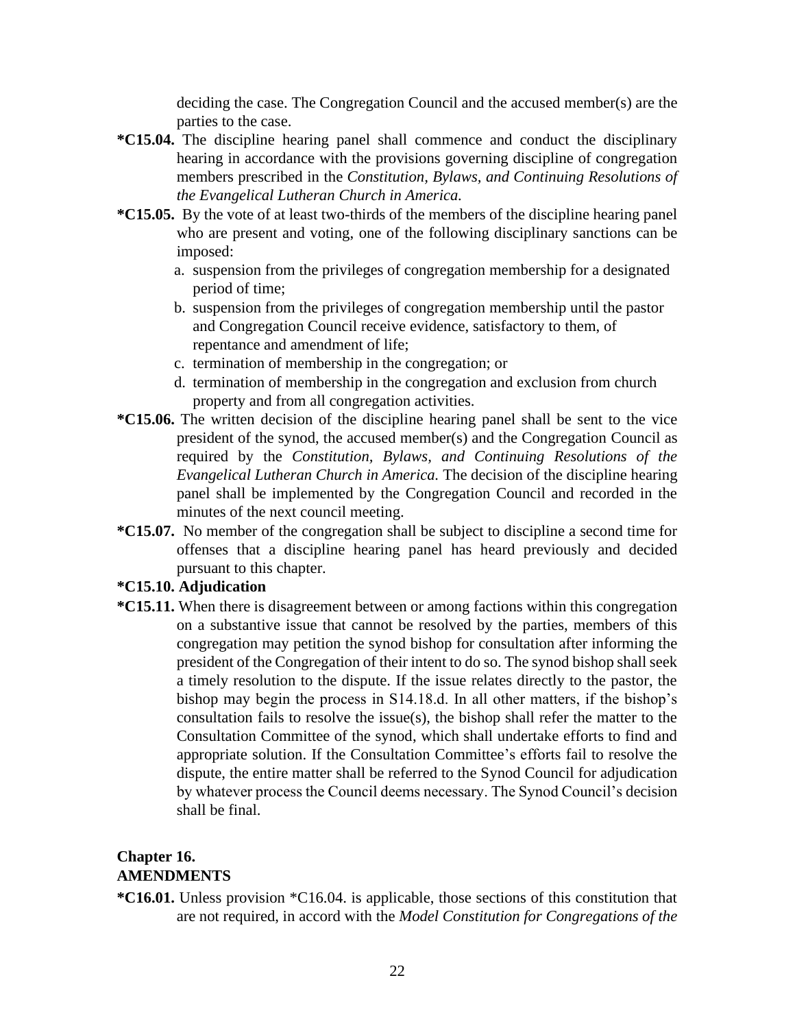deciding the case. The Congregation Council and the accused member(s) are the parties to the case.

**\*C15.04.** The discipline hearing panel shall commence and conduct the disciplinary hearing in accordance with the provisions governing discipline of congregation members prescribed in the *Constitution, Bylaws, and Continuing Resolutions of the Evangelical Lutheran Church in America.*

**\*C15.05.** By the vote of at least two-thirds of the members of the discipline hearing panel who are present and voting, one of the following disciplinary sanctions can be imposed:

a. suspension from the privileges of congregation membership for a designated period of time;
b. suspension from the privileges of congregation membership until the pastor and Congregation Council receive evidence, satisfactory to them, of repentance and amendment of life;
c. termination of membership in the congregation; or
d. termination of membership in the congregation and exclusion from church property and from all congregation activities.

**\*C15.06.** The written decision of the discipline hearing panel shall be sent to the vice president of the synod, the accused member(s) and the Congregation Council as required by the *Constitution, Bylaws, and Continuing Resolutions of the Evangelical Lutheran Church in America.* The decision of the discipline hearing panel shall be implemented by the Congregation Council and recorded in the minutes of the next council meeting.

**\*C15.07.** No member of the congregation shall be subject to discipline a second time for offenses that a discipline hearing panel has heard previously and decided pursuant to this chapter.

**\*C15.10. Adjudication**

**\*C15.11.** When there is disagreement between or among factions within this congregation on a substantive issue that cannot be resolved by the parties, members of this congregation may petition the synod bishop for consultation after informing the president of the Congregation of their intent to do so. The synod bishop shall seek a timely resolution to the dispute. If the issue relates directly to the pastor, the bishop may begin the process in S14.18.d. In all other matters, if the bishop's consultation fails to resolve the issue(s), the bishop shall refer the matter to the Consultation Committee of the synod, which shall undertake efforts to find and appropriate solution. If the Consultation Committee's efforts fail to resolve the dispute, the entire matter shall be referred to the Synod Council for adjudication by whatever process the Council deems necessary. The Synod Council's decision shall be final.

## Chapter 16.
## AMENDMENTS

**\*C16.01.** Unless provision \*C16.04. is applicable, those sections of this constitution that are not required, in accord with the *Model Constitution for Congregations of the*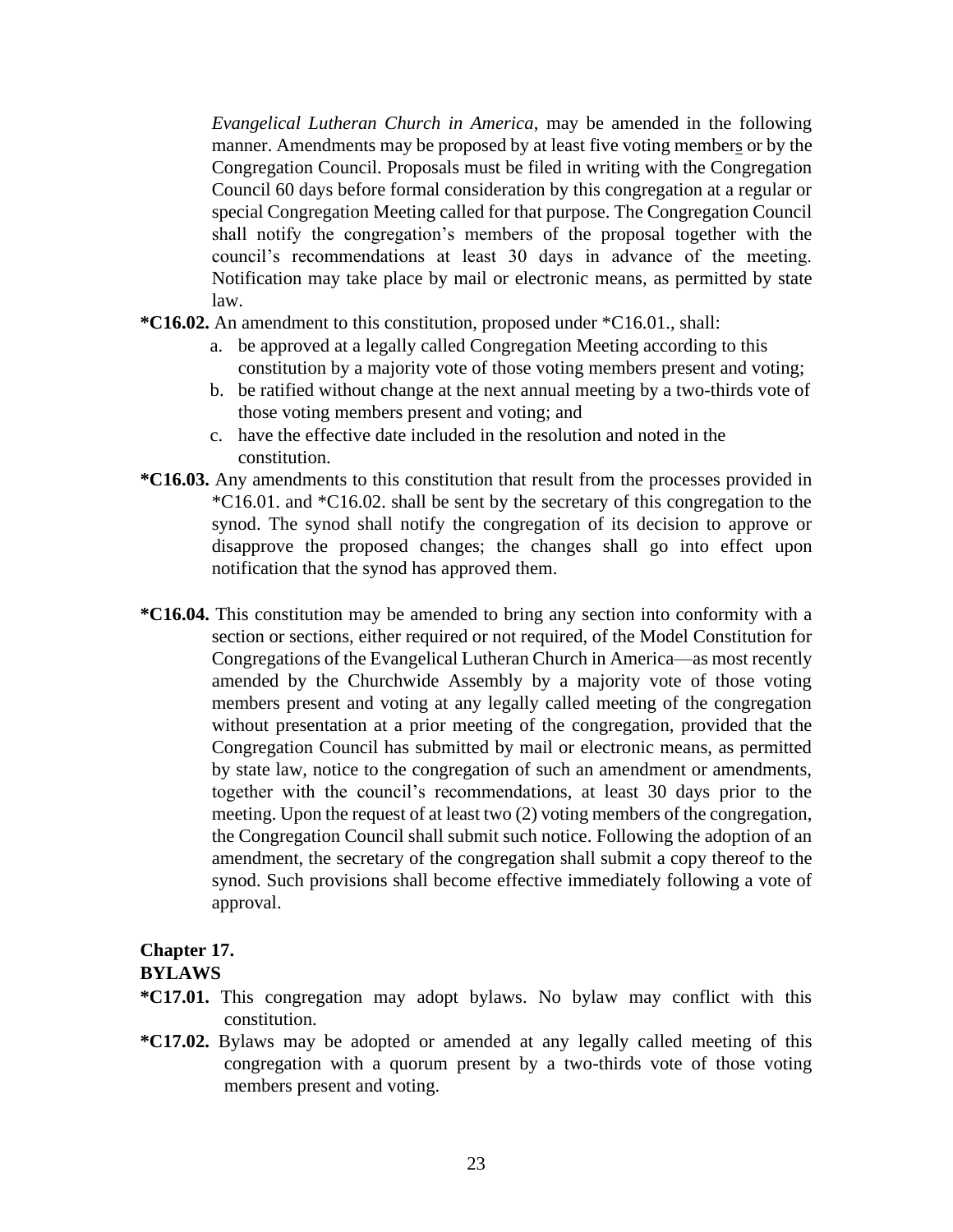*Evangelical Lutheran Church in America*, may be amended in the following manner. Amendments may be proposed by at least five voting members or by the Congregation Council. Proposals must be filed in writing with the Congregation Council 60 days before formal consideration by this congregation at a regular or special Congregation Meeting called for that purpose. The Congregation Council shall notify the congregation's members of the proposal together with the council's recommendations at least 30 days in advance of the meeting. Notification may take place by mail or electronic means, as permitted by state law.

**\*C16.02.** An amendment to this constitution, proposed under \*C16.01., shall:

a. be approved at a legally called Congregation Meeting according to this constitution by a majority vote of those voting members present and voting;
b. be ratified without change at the next annual meeting by a two-thirds vote of those voting members present and voting; and
c. have the effective date included in the resolution and noted in the constitution.

**\*C16.03.** Any amendments to this constitution that result from the processes provided in \*C16.01. and \*C16.02. shall be sent by the secretary of this congregation to the synod. The synod shall notify the congregation of its decision to approve or disapprove the proposed changes; the changes shall go into effect upon notification that the synod has approved them.

**\*C16.04.** This constitution may be amended to bring any section into conformity with a section or sections, either required or not required, of the Model Constitution for Congregations of the Evangelical Lutheran Church in America—as most recently amended by the Churchwide Assembly by a majority vote of those voting members present and voting at any legally called meeting of the congregation without presentation at a prior meeting of the congregation, provided that the Congregation Council has submitted by mail or electronic means, as permitted by state law, notice to the congregation of such an amendment or amendments, together with the council's recommendations, at least 30 days prior to the meeting. Upon the request of at least two (2) voting members of the congregation, the Congregation Council shall submit such notice. Following the adoption of an amendment, the secretary of the congregation shall submit a copy thereof to the synod. Such provisions shall become effective immediately following a vote of approval.

## Chapter 17.
## BYLAWS

**\*C17.01.** This congregation may adopt bylaws. No bylaw may conflict with this constitution.

**\*C17.02.** Bylaws may be adopted or amended at any legally called meeting of this congregation with a quorum present by a two-thirds vote of those voting members present and voting.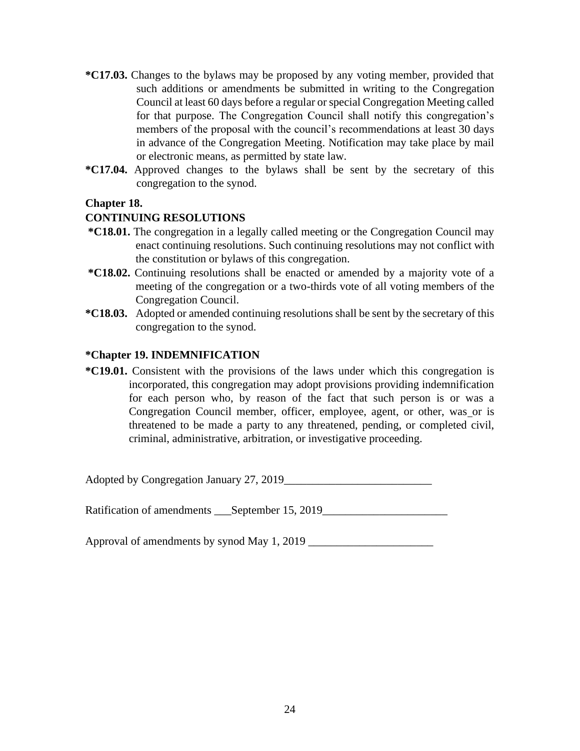**\*C17.03.** Changes to the bylaws may be proposed by any voting member, provided that such additions or amendments be submitted in writing to the Congregation Council at least 60 days before a regular or special Congregation Meeting called for that purpose. The Congregation Council shall notify this congregation's members of the proposal with the council's recommendations at least 30 days in advance of the Congregation Meeting. Notification may take place by mail or electronic means, as permitted by state law.

**\*C17.04.** Approved changes to the bylaws shall be sent by the secretary of this congregation to the synod.

**Chapter 18.**

**CONTINUING RESOLUTIONS**

**\*C18.01.** The congregation in a legally called meeting or the Congregation Council may enact continuing resolutions. Such continuing resolutions may not conflict with the constitution or bylaws of this congregation.

**\*C18.02.** Continuing resolutions shall be enacted or amended by a majority vote of a meeting of the congregation or a two-thirds vote of all voting members of the Congregation Council.

**\*C18.03.** Adopted or amended continuing resolutions shall be sent by the secretary of this congregation to the synod.

**\*Chapter 19. INDEMNIFICATION**

**\*C19.01.** Consistent with the provisions of the laws under which this congregation is incorporated, this congregation may adopt provisions providing indemnification for each person who, by reason of the fact that such person is or was a Congregation Council member, officer, employee, agent, or other, was or is threatened to be made a party to any threatened, pending, or completed civil, criminal, administrative, arbitration, or investigative proceeding.

Adopted by Congregation January 27, 2019__________________________

Ratification of amendments ___September 15, 2019______________________

Approval of amendments by synod May 1, 2019 ______________________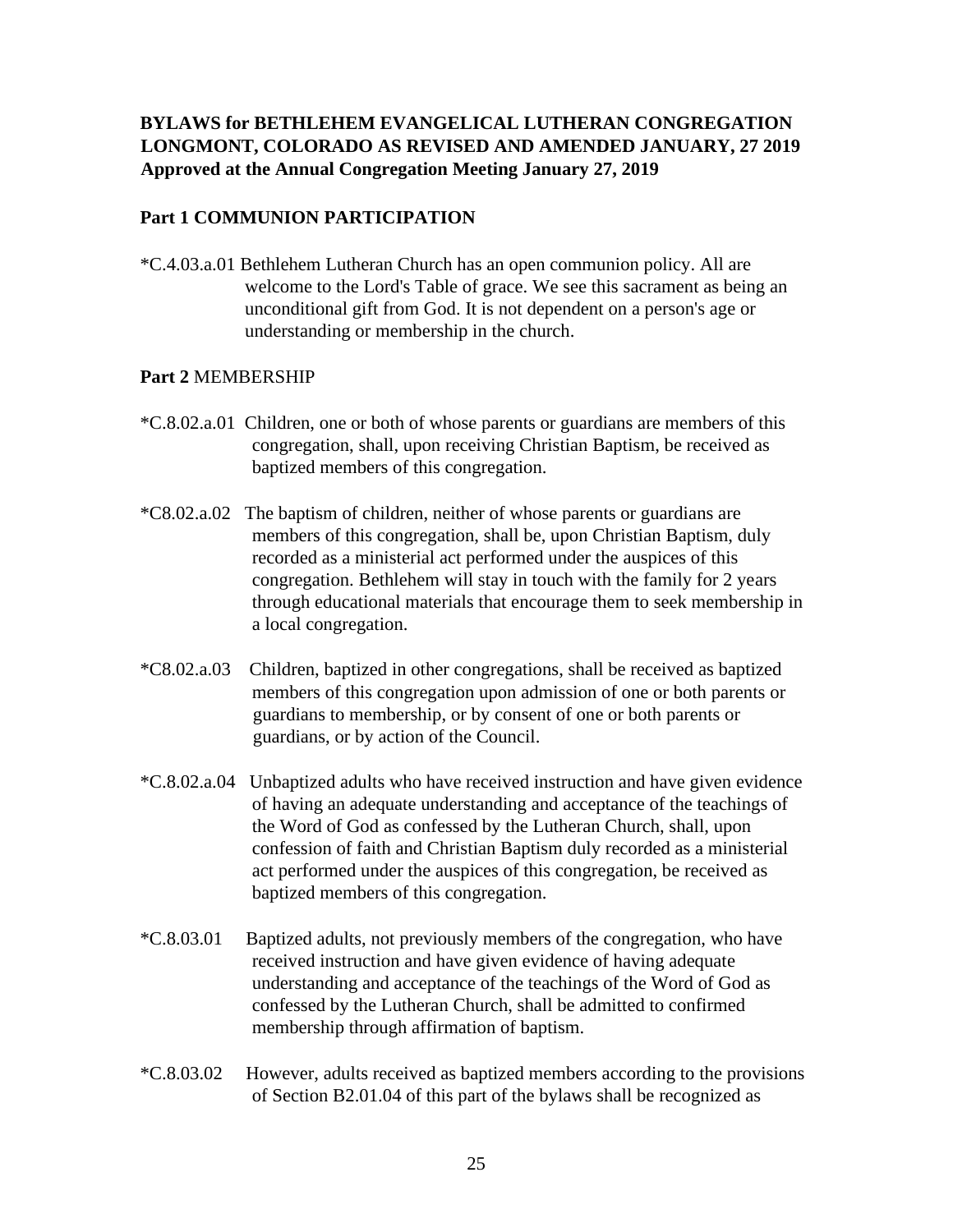**BYLAWS for BETHLEHEM EVANGELICAL LUTHERAN CONGREGATION LONGMONT, COLORADO AS REVISED AND AMENDED JANUARY, 27 2019 Approved at the Annual Congregation Meeting January 27, 2019**

## Part 1 COMMUNION PARTICIPATION

*C.4.03.a.01 Bethlehem Lutheran Church has an open communion policy. All are welcome to the Lord's Table of grace. We see this sacrament as being an unconditional gift from God. It is not dependent on a person's age or understanding or membership in the church.

## **Part 2** MEMBERSHIP

*C.8.02.a.01 Children, one or both of whose parents or guardians are members of this congregation, shall, upon receiving Christian Baptism, be received as baptized members of this congregation.

*C8.02.a.02 The baptism of children, neither of whose parents or guardians are members of this congregation, shall be, upon Christian Baptism, duly recorded as a ministerial act performed under the auspices of this congregation. Bethlehem will stay in touch with the family for 2 years through educational materials that encourage them to seek membership in a local congregation.

*C8.02.a.03 Children, baptized in other congregations, shall be received as baptized members of this congregation upon admission of one or both parents or guardians to membership, or by consent of one or both parents or guardians, or by action of the Council.

*C.8.02.a.04 Unbaptized adults who have received instruction and have given evidence of having an adequate understanding and acceptance of the teachings of the Word of God as confessed by the Lutheran Church, shall, upon confession of faith and Christian Baptism duly recorded as a ministerial act performed under the auspices of this congregation, be received as baptized members of this congregation.

*C.8.03.01 Baptized adults, not previously members of the congregation, who have received instruction and have given evidence of having adequate understanding and acceptance of the teachings of the Word of God as confessed by the Lutheran Church, shall be admitted to confirmed membership through affirmation of baptism.

*C.8.03.02 However, adults received as baptized members according to the provisions of Section B2.01.04 of this part of the bylaws shall be recognized as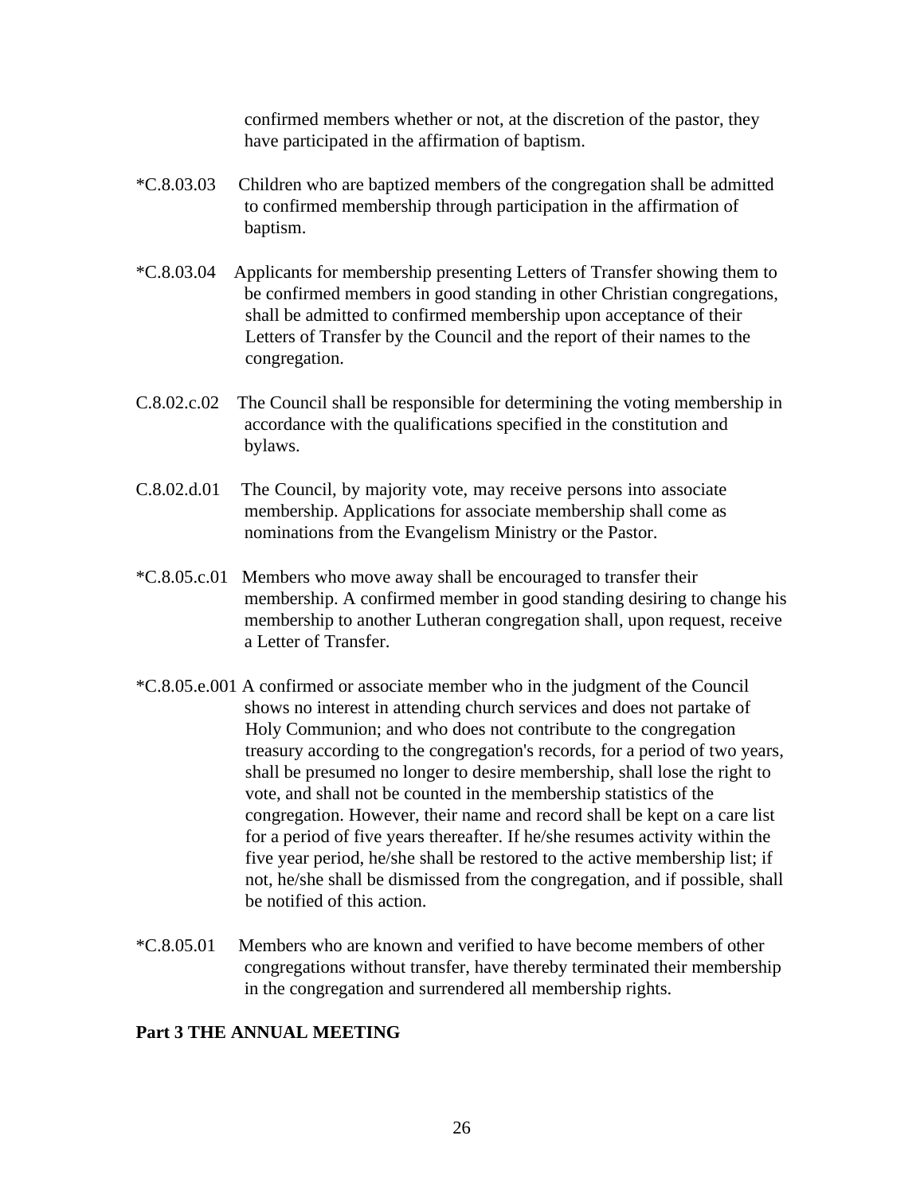confirmed members whether or not, at the discretion of the pastor, they have participated in the affirmation of baptism.

*C.8.03.03 Children who are baptized members of the congregation shall be admitted to confirmed membership through participation in the affirmation of baptism.

*C.8.03.04 Applicants for membership presenting Letters of Transfer showing them to be confirmed members in good standing in other Christian congregations, shall be admitted to confirmed membership upon acceptance of their Letters of Transfer by the Council and the report of their names to the congregation.

C.8.02.c.02 The Council shall be responsible for determining the voting membership in accordance with the qualifications specified in the constitution and bylaws.

C.8.02.d.01 The Council, by majority vote, may receive persons into associate membership. Applications for associate membership shall come as nominations from the Evangelism Ministry or the Pastor.

*C.8.05.c.01 Members who move away shall be encouraged to transfer their membership. A confirmed member in good standing desiring to change his membership to another Lutheran congregation shall, upon request, receive a Letter of Transfer.

*C.8.05.e.001 A confirmed or associate member who in the judgment of the Council shows no interest in attending church services and does not partake of Holy Communion; and who does not contribute to the congregation treasury according to the congregation's records, for a period of two years, shall be presumed no longer to desire membership, shall lose the right to vote, and shall not be counted in the membership statistics of the congregation. However, their name and record shall be kept on a care list for a period of five years thereafter. If he/she resumes activity within the five year period, he/she shall be restored to the active membership list; if not, he/she shall be dismissed from the congregation, and if possible, shall be notified of this action.

*C.8.05.01 Members who are known and verified to have become members of other congregations without transfer, have thereby terminated their membership in the congregation and surrendered all membership rights.

**Part 3 THE ANNUAL MEETING**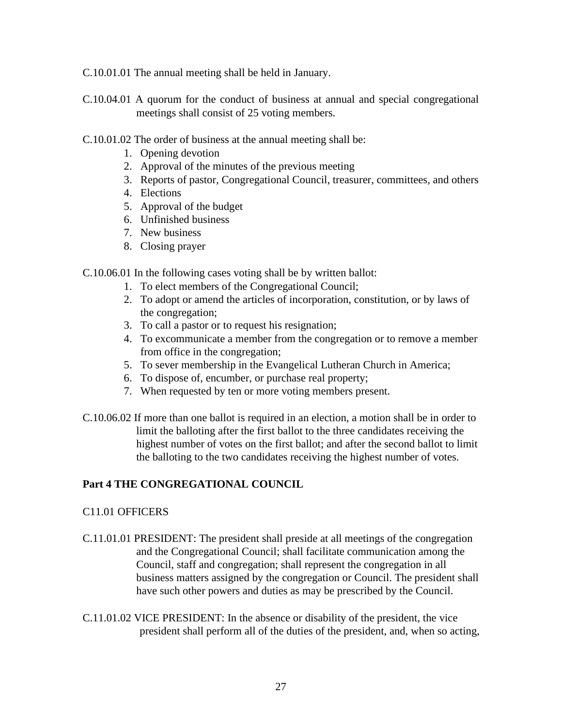C.10.01.01 The annual meeting shall be held in January.

C.10.04.01 A quorum for the conduct of business at annual and special congregational meetings shall consist of 25 voting members.

C.10.01.02 The order of business at the annual meeting shall be:

1. Opening devotion
2. Approval of the minutes of the previous meeting
3. Reports of pastor, Congregational Council, treasurer, committees, and others
4. Elections
5. Approval of the budget
6. Unfinished business
7. New business
8. Closing prayer

C.10.06.01 In the following cases voting shall be by written ballot:

1. To elect members of the Congregational Council;
2. To adopt or amend the articles of incorporation, constitution, or by laws of the congregation;
3. To call a pastor or to request his resignation;
4. To excommunicate a member from the congregation or to remove a member from office in the congregation;
5. To sever membership in the Evangelical Lutheran Church in America;
6. To dispose of, encumber, or purchase real property;
7. When requested by ten or more voting members present.

C.10.06.02 If more than one ballot is required in an election, a motion shall be in order to limit the balloting after the first ballot to the three candidates receiving the highest number of votes on the first ballot; and after the second ballot to limit the balloting to the two candidates receiving the highest number of votes.

**Part 4 THE CONGREGATIONAL COUNCIL**

C11.01 OFFICERS

C.11.01.01 PRESIDENT: The president shall preside at all meetings of the congregation and the Congregational Council; shall facilitate communication among the Council, staff and congregation; shall represent the congregation in all business matters assigned by the congregation or Council. The president shall have such other powers and duties as may be prescribed by the Council.

C.11.01.02 VICE PRESIDENT: In the absence or disability of the president, the vice president shall perform all of the duties of the president, and, when so acting,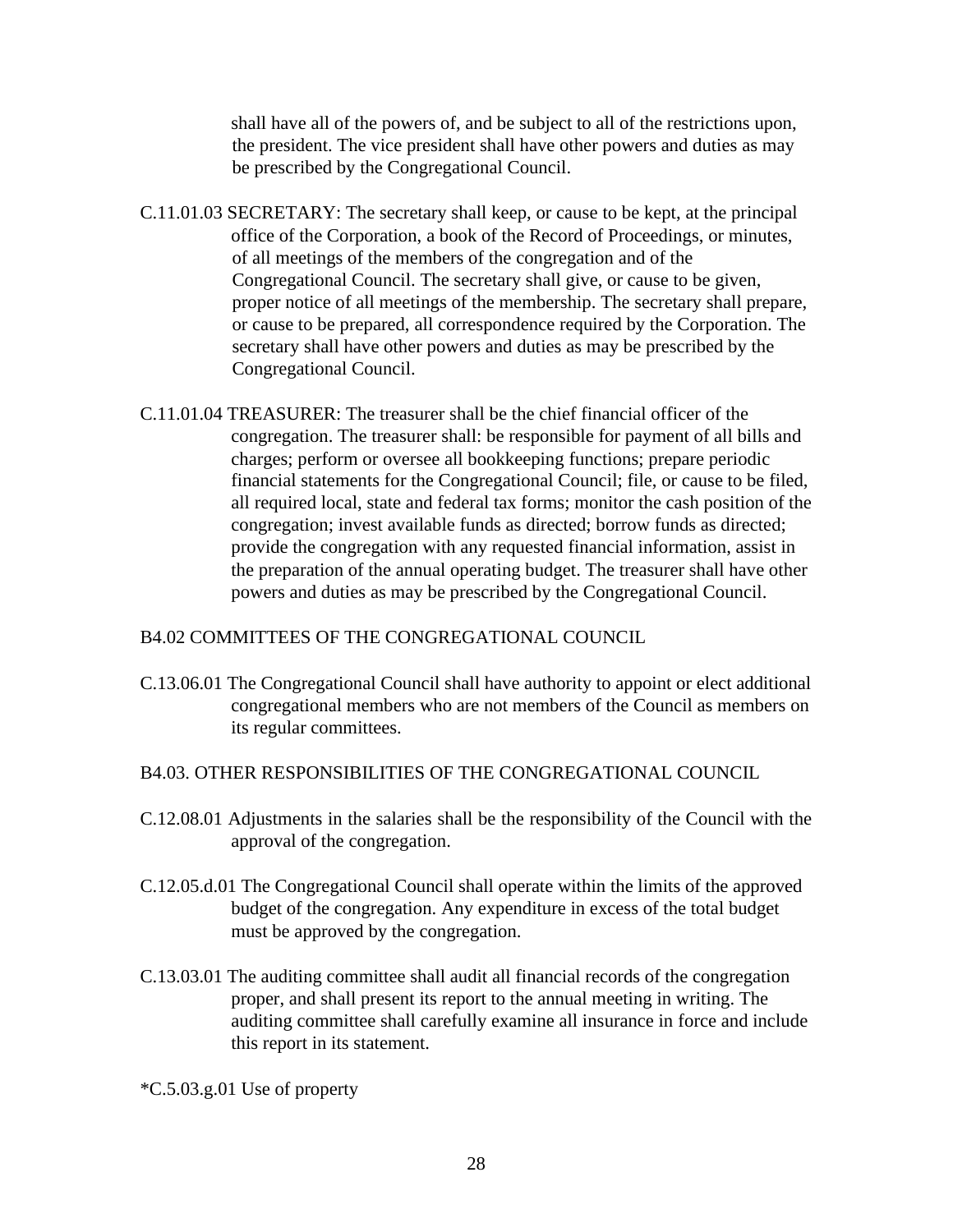shall have all of the powers of, and be subject to all of the restrictions upon, the president. The vice president shall have other powers and duties as may be prescribed by the Congregational Council.

C.11.01.03 SECRETARY: The secretary shall keep, or cause to be kept, at the principal office of the Corporation, a book of the Record of Proceedings, or minutes, of all meetings of the members of the congregation and of the Congregational Council. The secretary shall give, or cause to be given, proper notice of all meetings of the membership. The secretary shall prepare, or cause to be prepared, all correspondence required by the Corporation. The secretary shall have other powers and duties as may be prescribed by the Congregational Council.

C.11.01.04 TREASURER: The treasurer shall be the chief financial officer of the congregation. The treasurer shall: be responsible for payment of all bills and charges; perform or oversee all bookkeeping functions; prepare periodic financial statements for the Congregational Council; file, or cause to be filed, all required local, state and federal tax forms; monitor the cash position of the congregation; invest available funds as directed; borrow funds as directed; provide the congregation with any requested financial information, assist in the preparation of the annual operating budget. The treasurer shall have other powers and duties as may be prescribed by the Congregational Council.

B4.02 COMMITTEES OF THE CONGREGATIONAL COUNCIL

C.13.06.01 The Congregational Council shall have authority to appoint or elect additional congregational members who are not members of the Council as members on its regular committees.

B4.03. OTHER RESPONSIBILITIES OF THE CONGREGATIONAL COUNCIL

C.12.08.01 Adjustments in the salaries shall be the responsibility of the Council with the approval of the congregation.

C.12.05.d.01 The Congregational Council shall operate within the limits of the approved budget of the congregation. Any expenditure in excess of the total budget must be approved by the congregation.

C.13.03.01 The auditing committee shall audit all financial records of the congregation proper, and shall present its report to the annual meeting in writing. The auditing committee shall carefully examine all insurance in force and include this report in its statement.

*C.5.03.g.01 Use of property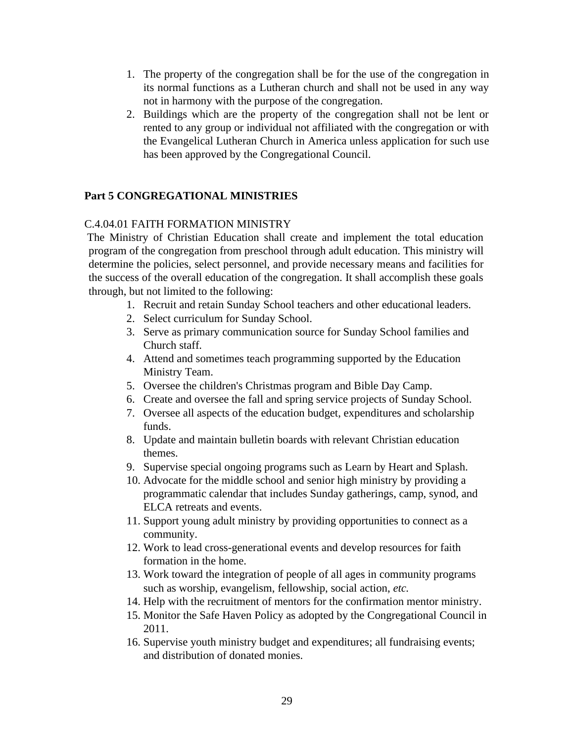1. The property of the congregation shall be for the use of the congregation in its normal functions as a Lutheran church and shall not be used in any way not in harmony with the purpose of the congregation.
2. Buildings which are the property of the congregation shall not be lent or rented to any group or individual not affiliated with the congregation or with the Evangelical Lutheran Church in America unless application for such use has been approved by the Congregational Council.

## Part 5 CONGREGATIONAL MINISTRIES

C.4.04.01 FAITH FORMATION MINISTRY

The Ministry of Christian Education shall create and implement the total education program of the congregation from preschool through adult education. This ministry will determine the policies, select personnel, and provide necessary means and facilities for the success of the overall education of the congregation. It shall accomplish these goals through, but not limited to the following:

1. Recruit and retain Sunday School teachers and other educational leaders.
2. Select curriculum for Sunday School.
3. Serve as primary communication source for Sunday School families and Church staff.
4. Attend and sometimes teach programming supported by the Education Ministry Team.
5. Oversee the children's Christmas program and Bible Day Camp.
6. Create and oversee the fall and spring service projects of Sunday School.
7. Oversee all aspects of the education budget, expenditures and scholarship funds.
8. Update and maintain bulletin boards with relevant Christian education themes.
9. Supervise special ongoing programs such as Learn by Heart and Splash.
10. Advocate for the middle school and senior high ministry by providing a programmatic calendar that includes Sunday gatherings, camp, synod, and ELCA retreats and events.
11. Support young adult ministry by providing opportunities to connect as a community.
12. Work to lead cross-generational events and develop resources for faith formation in the home.
13. Work toward the integration of people of all ages in community programs such as worship, evangelism, fellowship, social action, *etc.*
14. Help with the recruitment of mentors for the confirmation mentor ministry.
15. Monitor the Safe Haven Policy as adopted by the Congregational Council in 2011.
16. Supervise youth ministry budget and expenditures; all fundraising events; and distribution of donated monies.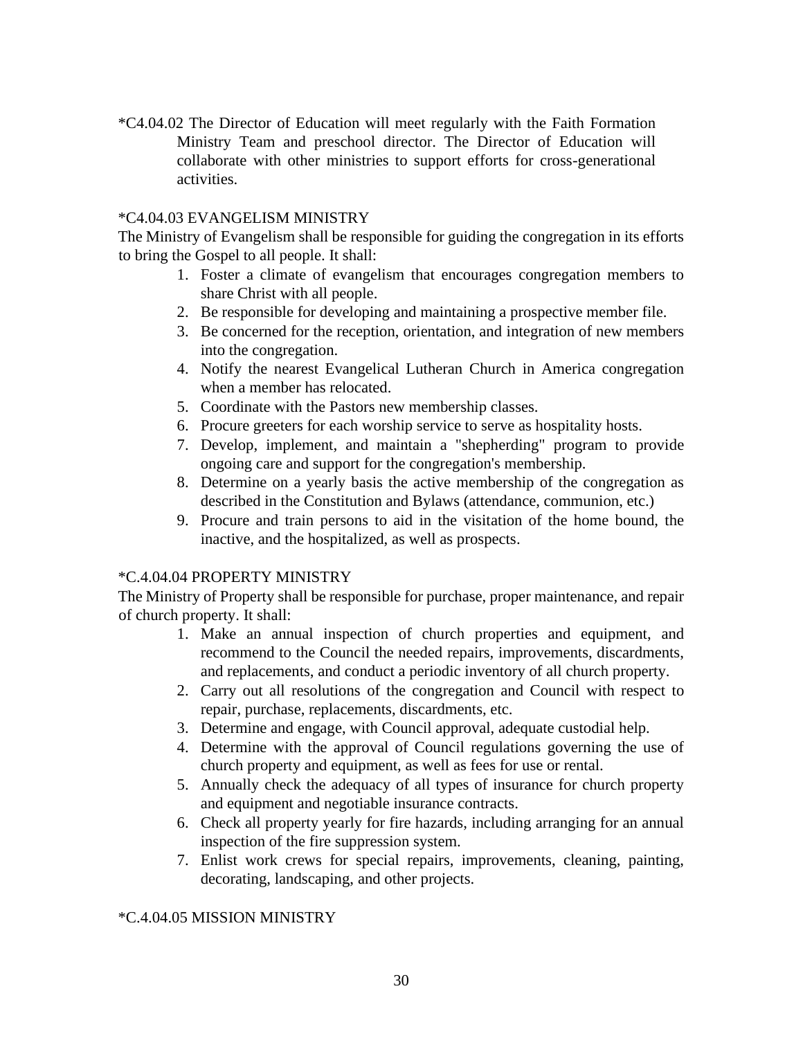*C4.04.02 The Director of Education will meet regularly with the Faith Formation Ministry Team and preschool director. The Director of Education will collaborate with other ministries to support efforts for cross-generational activities.

*C4.04.03 EVANGELISM MINISTRY

The Ministry of Evangelism shall be responsible for guiding the congregation in its efforts to bring the Gospel to all people. It shall:

1. Foster a climate of evangelism that encourages congregation members to share Christ with all people.
2. Be responsible for developing and maintaining a prospective member file.
3. Be concerned for the reception, orientation, and integration of new members into the congregation.
4. Notify the nearest Evangelical Lutheran Church in America congregation when a member has relocated.
5. Coordinate with the Pastors new membership classes.
6. Procure greeters for each worship service to serve as hospitality hosts.
7. Develop, implement, and maintain a "shepherding" program to provide ongoing care and support for the congregation's membership.
8. Determine on a yearly basis the active membership of the congregation as described in the Constitution and Bylaws (attendance, communion, etc.)
9. Procure and train persons to aid in the visitation of the home bound, the inactive, and the hospitalized, as well as prospects.

*C.4.04.04 PROPERTY MINISTRY

The Ministry of Property shall be responsible for purchase, proper maintenance, and repair of church property. It shall:

1. Make an annual inspection of church properties and equipment, and recommend to the Council the needed repairs, improvements, discardments, and replacements, and conduct a periodic inventory of all church property.
2. Carry out all resolutions of the congregation and Council with respect to repair, purchase, replacements, discardments, etc.
3. Determine and engage, with Council approval, adequate custodial help.
4. Determine with the approval of Council regulations governing the use of church property and equipment, as well as fees for use or rental.
5. Annually check the adequacy of all types of insurance for church property and equipment and negotiable insurance contracts.
6. Check all property yearly for fire hazards, including arranging for an annual inspection of the fire suppression system.
7. Enlist work crews for special repairs, improvements, cleaning, painting, decorating, landscaping, and other projects.

*C.4.04.05 MISSION MINISTRY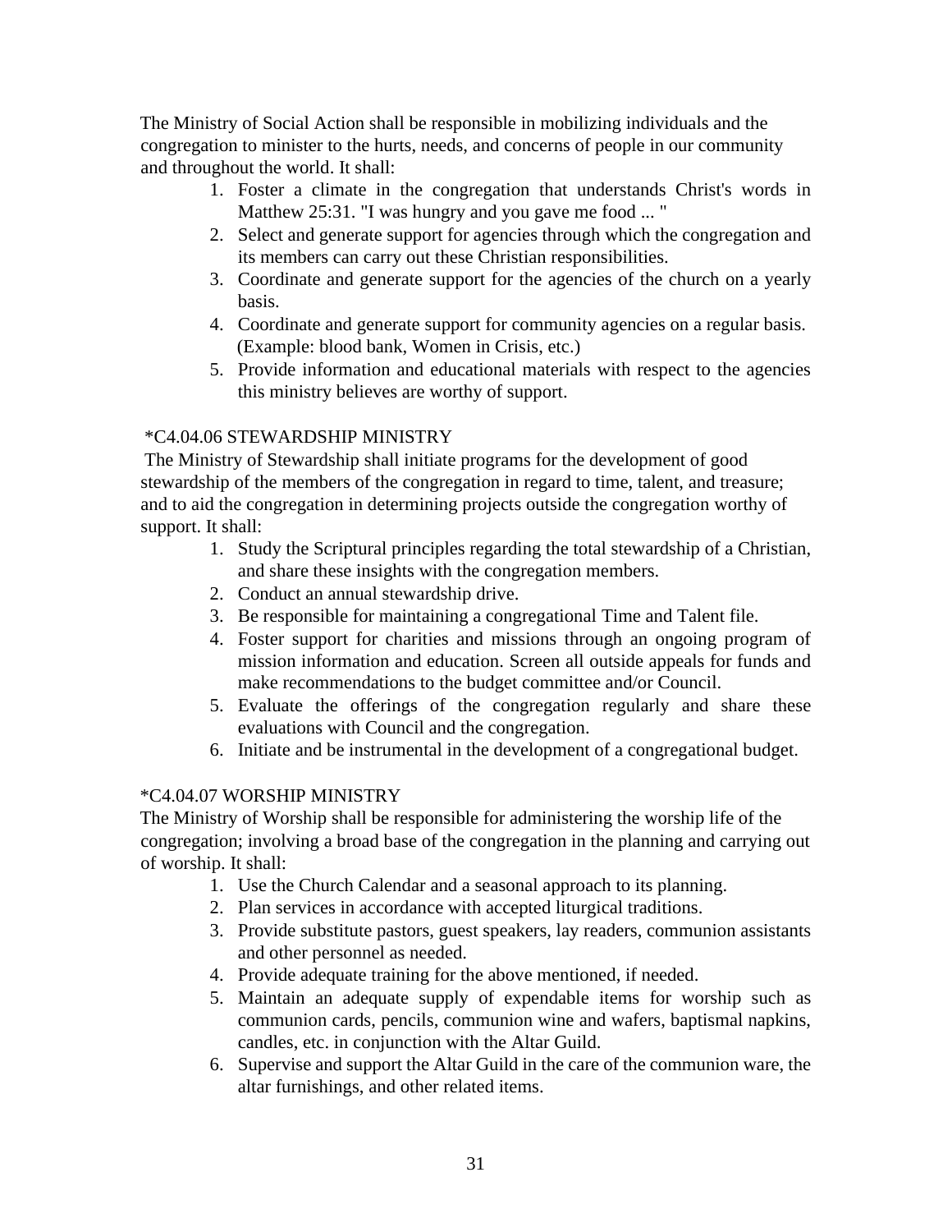The Ministry of Social Action shall be responsible in mobilizing individuals and the congregation to minister to the hurts, needs, and concerns of people in our community and throughout the world. It shall:

1. Foster a climate in the congregation that understands Christ's words in Matthew 25:31. "I was hungry and you gave me food ... "
2. Select and generate support for agencies through which the congregation and its members can carry out these Christian responsibilities.
3. Coordinate and generate support for the agencies of the church on a yearly basis.
4. Coordinate and generate support for community agencies on a regular basis. (Example: blood bank, Women in Crisis, etc.)
5. Provide information and educational materials with respect to the agencies this ministry believes are worthy of support.

### *C4.04.06 STEWARDSHIP MINISTRY

The Ministry of Stewardship shall initiate programs for the development of good stewardship of the members of the congregation in regard to time, talent, and treasure; and to aid the congregation in determining projects outside the congregation worthy of support. It shall:

1. Study the Scriptural principles regarding the total stewardship of a Christian, and share these insights with the congregation members.
2. Conduct an annual stewardship drive.
3. Be responsible for maintaining a congregational Time and Talent file.
4. Foster support for charities and missions through an ongoing program of mission information and education. Screen all outside appeals for funds and make recommendations to the budget committee and/or Council.
5. Evaluate the offerings of the congregation regularly and share these evaluations with Council and the congregation.
6. Initiate and be instrumental in the development of a congregational budget.

### *C4.04.07 WORSHIP MINISTRY

The Ministry of Worship shall be responsible for administering the worship life of the congregation; involving a broad base of the congregation in the planning and carrying out of worship. It shall:

1. Use the Church Calendar and a seasonal approach to its planning.
2. Plan services in accordance with accepted liturgical traditions.
3. Provide substitute pastors, guest speakers, lay readers, communion assistants and other personnel as needed.
4. Provide adequate training for the above mentioned, if needed.
5. Maintain an adequate supply of expendable items for worship such as communion cards, pencils, communion wine and wafers, baptismal napkins, candles, etc. in conjunction with the Altar Guild.
6. Supervise and support the Altar Guild in the care of the communion ware, the altar furnishings, and other related items.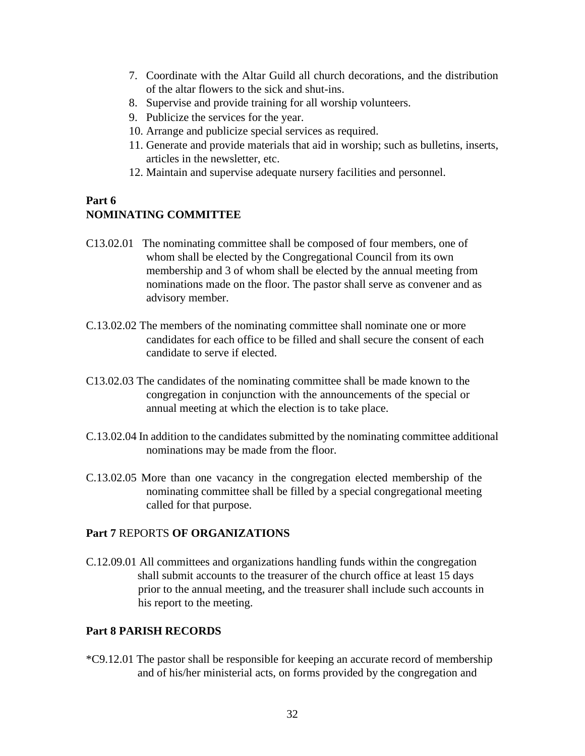7. Coordinate with the Altar Guild all church decorations, and the distribution of the altar flowers to the sick and shut-ins.
8. Supervise and provide training for all worship volunteers.
9. Publicize the services for the year.
10. Arrange and publicize special services as required.
11. Generate and provide materials that aid in worship; such as bulletins, inserts, articles in the newsletter, etc.
12. Maintain and supervise adequate nursery facilities and personnel.

**Part 6**
**NOMINATING COMMITTEE**

C13.02.01 The nominating committee shall be composed of four members, one of whom shall be elected by the Congregational Council from its own membership and 3 of whom shall be elected by the annual meeting from nominations made on the floor. The pastor shall serve as convener and as advisory member.

C.13.02.02 The members of the nominating committee shall nominate one or more candidates for each office to be filled and shall secure the consent of each candidate to serve if elected.

C13.02.03 The candidates of the nominating committee shall be made known to the congregation in conjunction with the announcements of the special or annual meeting at which the election is to take place.

C.13.02.04 In addition to the candidates submitted by the nominating committee additional nominations may be made from the floor.

C.13.02.05 More than one vacancy in the congregation elected membership of the nominating committee shall be filled by a special congregational meeting called for that purpose.

**Part 7** REPORTS **OF ORGANIZATIONS**

C.12.09.01 All committees and organizations handling funds within the congregation shall submit accounts to the treasurer of the church office at least 15 days prior to the annual meeting, and the treasurer shall include such accounts in his report to the meeting.

**Part 8 PARISH RECORDS**

*C9.12.01 The pastor shall be responsible for keeping an accurate record of membership and of his/her ministerial acts, on forms provided by the congregation and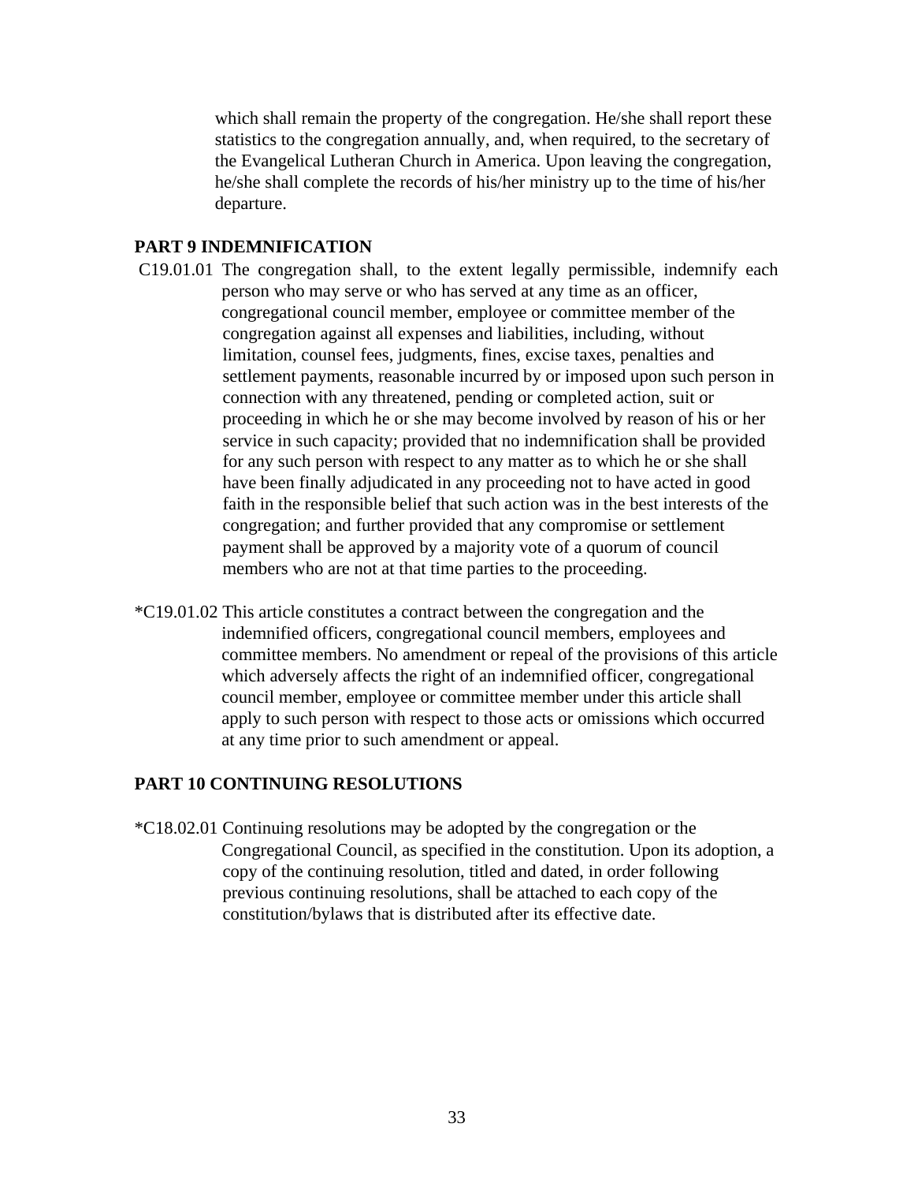which shall remain the property of the congregation. He/she shall report these statistics to the congregation annually, and, when required, to the secretary of the Evangelical Lutheran Church in America. Upon leaving the congregation, he/she shall complete the records of his/her ministry up to the time of his/her departure.

**PART 9 INDEMNIFICATION**

C19.01.01 The congregation shall, to the extent legally permissible, indemnify each person who may serve or who has served at any time as an officer, congregational council member, employee or committee member of the congregation against all expenses and liabilities, including, without limitation, counsel fees, judgments, fines, excise taxes, penalties and settlement payments, reasonable incurred by or imposed upon such person in connection with any threatened, pending or completed action, suit or proceeding in which he or she may become involved by reason of his or her service in such capacity; provided that no indemnification shall be provided for any such person with respect to any matter as to which he or she shall have been finally adjudicated in any proceeding not to have acted in good faith in the responsible belief that such action was in the best interests of the congregation; and further provided that any compromise or settlement payment shall be approved by a majority vote of a quorum of council members who are not at that time parties to the proceeding.

*C19.01.02 This article constitutes a contract between the congregation and the indemnified officers, congregational council members, employees and committee members. No amendment or repeal of the provisions of this article which adversely affects the right of an indemnified officer, congregational council member, employee or committee member under this article shall apply to such person with respect to those acts or omissions which occurred at any time prior to such amendment or appeal.

**PART 10 CONTINUING RESOLUTIONS**

*C18.02.01 Continuing resolutions may be adopted by the congregation or the Congregational Council, as specified in the constitution. Upon its adoption, a copy of the continuing resolution, titled and dated, in order following previous continuing resolutions, shall be attached to each copy of the constitution/bylaws that is distributed after its effective date.